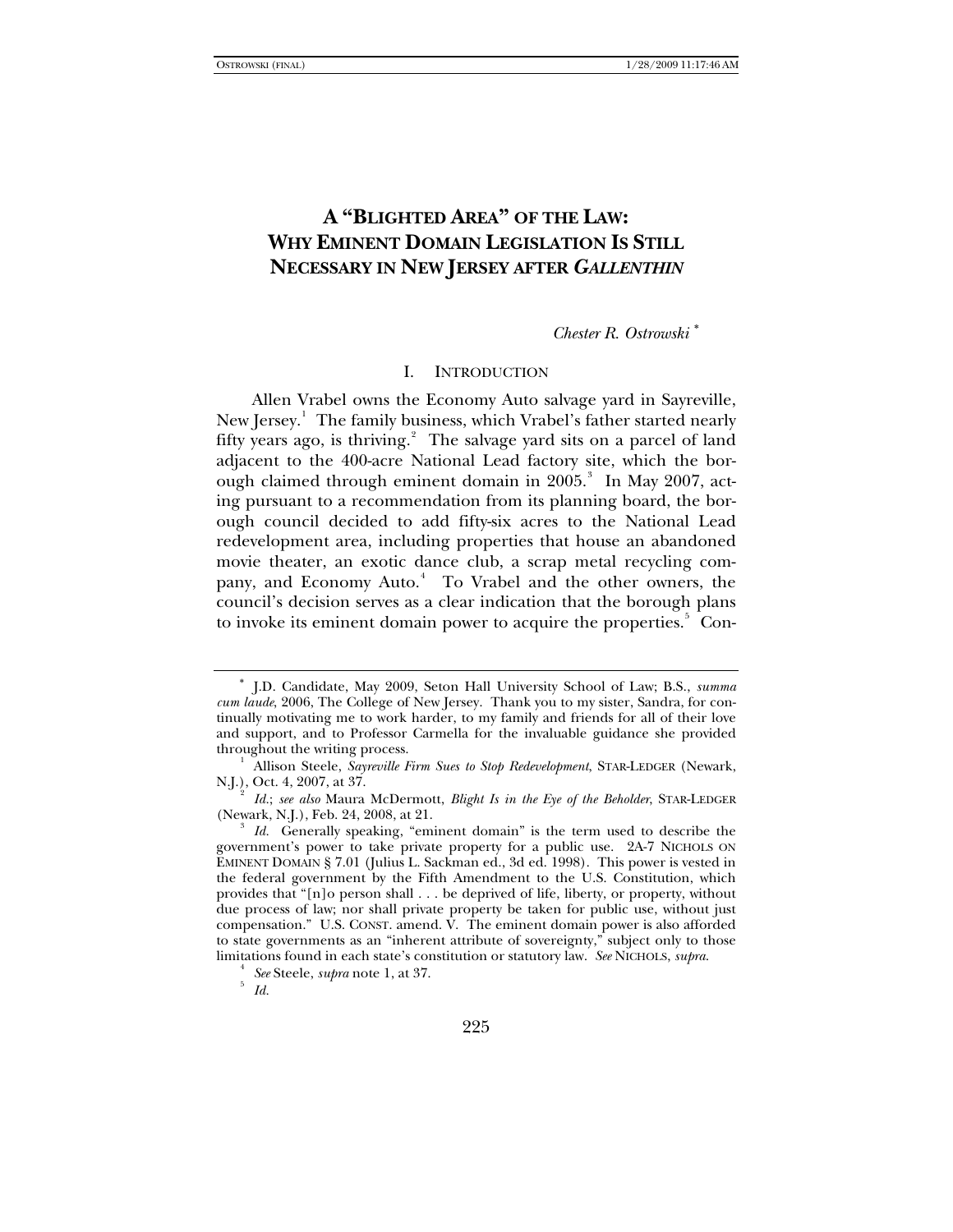# A "BLIGHTED AREA" OF THE LAW: WHY EMINENT DOMAIN LEGISLATION IS STILL NECESSARY IN NEW JERSEY AFTER *GALLENTHIN*

*Chester R. Ostrowski* [*]

## I. INTRODUCTION

Allen Vrabel owns the Economy Auto salvage yard in Sayreville, New Jersey.[1] The family business, which Vrabel's father started nearly fifty years ago, is thriving.[2] The salvage yard sits on a parcel of land adjacent to the 400-acre National Lead factory site, which the borough claimed through eminent domain in 2005.[3] In May 2007, acting pursuant to a recommendation from its planning board, the borough council decided to add fifty-six acres to the National Lead redevelopment area, including properties that house an abandoned movie theater, an exotic dance club, a scrap metal recycling company, and Economy Auto.[4] To Vrabel and the other owners, the council's decision serves as a clear indication that the borough plans to invoke its eminent domain power to acquire the properties.[5] Con-

---

[*] J.D. Candidate, May 2009, Seton Hall University School of Law; B.S., *summa cum laude*, 2006, The College of New Jersey. Thank you to my sister, Sandra, for continually motivating me to work harder, to my family and friends for all of their love and support, and to Professor Carmella for the invaluable guidance she provided throughout the writing process.

[1] Allison Steele, *Sayreville Firm Sues to Stop Redevelopment*, STAR-LEDGER (Newark, N.J.), Oct. 4, 2007, at 37.

[2] *Id.*; *see also* Maura McDermott, *Blight Is in the Eye of the Beholder*, STAR-LEDGER (Newark, N.J.), Feb. 24, 2008, at 21.

[3] *Id.* Generally speaking, "eminent domain" is the term used to describe the government's power to take private property for a public use. 2A-7 NICHOLS ON EMINENT DOMAIN § 7.01 (Julius L. Sackman ed., 3d ed. 1998). This power is vested in the federal government by the Fifth Amendment to the U.S. Constitution, which provides that "[n]o person shall . . . be deprived of life, liberty, or property, without due process of law; nor shall private property be taken for public use, without just compensation." U.S. CONST. amend. V. The eminent domain power is also afforded to state governments as an "inherent attribute of sovereignty," subject only to those limitations found in each state's constitution or statutory law. *See* NICHOLS, *supra*.

[4] *See* Steele, *supra* note 1, at 37.

[5] *Id.*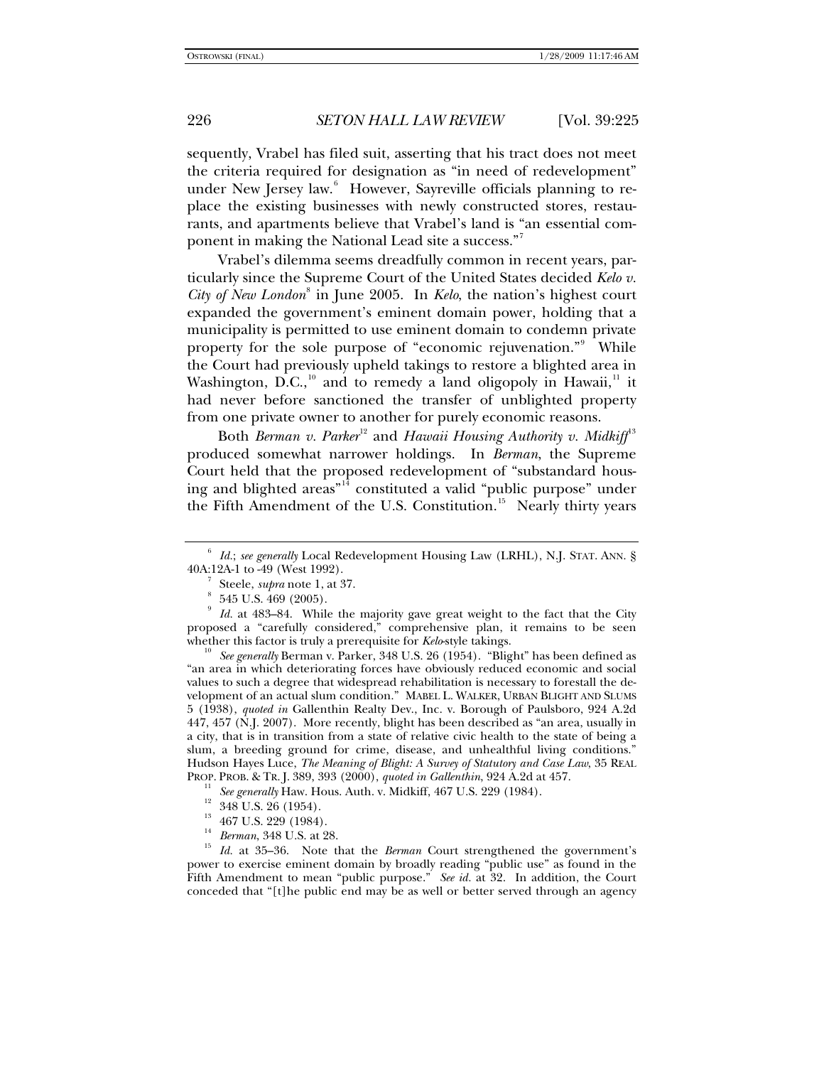sequently, Vrabel has filed suit, asserting that his tract does not meet the criteria required for designation as "in need of redevelopment" under New Jersey law.[6] However, Sayreville officials planning to replace the existing businesses with newly constructed stores, restaurants, and apartments believe that Vrabel's land is "an essential component in making the National Lead site a success."[7]

Vrabel's dilemma seems dreadfully common in recent years, particularly since the Supreme Court of the United States decided *Kelo v. City of New London*[8] in June 2005. In *Kelo*, the nation's highest court expanded the government's eminent domain power, holding that a municipality is permitted to use eminent domain to condemn private property for the sole purpose of "economic rejuvenation."[9] While the Court had previously upheld takings to restore a blighted area in Washington, D.C.,[10] and to remedy a land oligopoly in Hawaii,[11] it had never before sanctioned the transfer of unblighted property from one private owner to another for purely economic reasons.

Both *Berman v. Parker*[12] and *Hawaii Housing Authority v. Midkiff*[13] produced somewhat narrower holdings. In *Berman*, the Supreme Court held that the proposed redevelopment of "substandard housing and blighted areas"[14] constituted a valid "public purpose" under the Fifth Amendment of the U.S. Constitution.[15] Nearly thirty years

---

[6] *Id.*; *see generally* Local Redevelopment Housing Law (LRHL), N.J. STAT. ANN. § 40A:12A-1 to -49 (West 1992).

[7] Steele, *supra* note 1, at 37.

[8] 545 U.S. 469 (2005).

[9] *Id.* at 483–84. While the majority gave great weight to the fact that the City proposed a "carefully considered," comprehensive plan, it remains to be seen whether this factor is truly a prerequisite for *Kelo*-style takings.

[10] *See generally* Berman v. Parker, 348 U.S. 26 (1954). "Blight" has been defined as "an area in which deteriorating forces have obviously reduced economic and social values to such a degree that widespread rehabilitation is necessary to forestall the development of an actual slum condition." MABEL L. WALKER, URBAN BLIGHT AND SLUMS 5 (1938), *quoted in* Gallenthin Realty Dev., Inc. v. Borough of Paulsboro, 924 A.2d 447, 457 (N.J. 2007). More recently, blight has been described as "an area, usually in a city, that is in transition from a state of relative civic health to the state of being a slum, a breeding ground for crime, disease, and unhealthful living conditions." Hudson Hayes Luce, *The Meaning of Blight: A Survey of Statutory and Case Law*, 35 REAL PROP. PROB. & TR. J. 389, 393 (2000), *quoted in Gallenthin*, 924 A.2d at 457.

[11] *See generally* Haw. Hous. Auth. v. Midkiff, 467 U.S. 229 (1984).

[12] 348 U.S. 26 (1954).

[13] 467 U.S. 229 (1984).

[14] *Berman*, 348 U.S. at 28.

[15] *Id.* at 35–36. Note that the *Berman* Court strengthened the government's power to exercise eminent domain by broadly reading "public use" as found in the Fifth Amendment to mean "public purpose." *See id.* at 32. In addition, the Court conceded that "[t]he public end may be as well or better served through an agency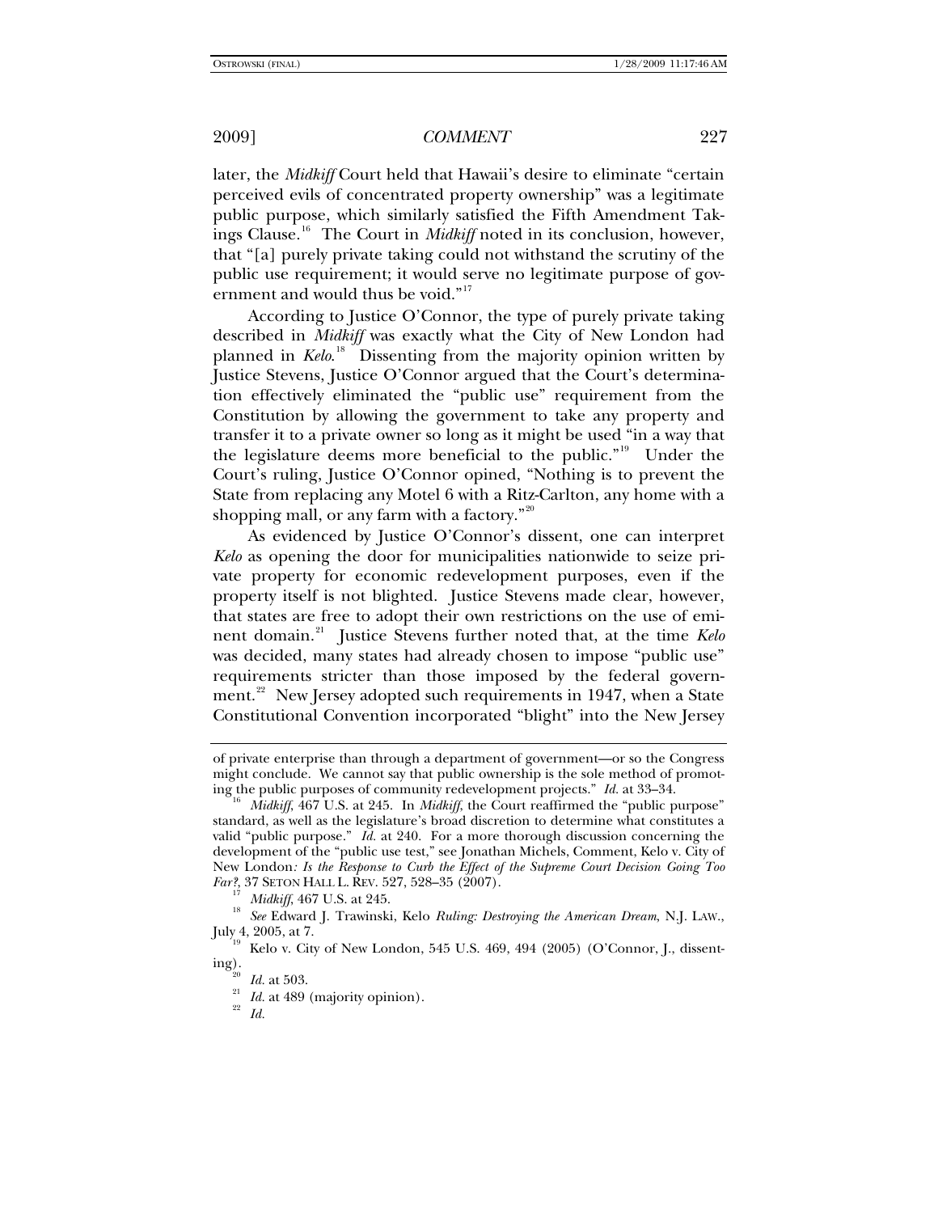later, the *Midkiff* Court held that Hawaii's desire to eliminate "certain perceived evils of concentrated property ownership" was a legitimate public purpose, which similarly satisfied the Fifth Amendment Takings Clause.[16] The Court in *Midkiff* noted in its conclusion, however, that "[a] purely private taking could not withstand the scrutiny of the public use requirement; it would serve no legitimate purpose of government and would thus be void."[17]

According to Justice O'Connor, the type of purely private taking described in *Midkiff* was exactly what the City of New London had planned in *Kelo*.[18] Dissenting from the majority opinion written by Justice Stevens, Justice O'Connor argued that the Court's determination effectively eliminated the "public use" requirement from the Constitution by allowing the government to take any property and transfer it to a private owner so long as it might be used "in a way that the legislature deems more beneficial to the public."[19] Under the Court's ruling, Justice O'Connor opined, "Nothing is to prevent the State from replacing any Motel 6 with a Ritz-Carlton, any home with a shopping mall, or any farm with a factory."[20]

As evidenced by Justice O'Connor's dissent, one can interpret *Kelo* as opening the door for municipalities nationwide to seize private property for economic redevelopment purposes, even if the property itself is not blighted. Justice Stevens made clear, however, that states are free to adopt their own restrictions on the use of eminent domain.[21] Justice Stevens further noted that, at the time *Kelo* was decided, many states had already chosen to impose "public use" requirements stricter than those imposed by the federal government.[22] New Jersey adopted such requirements in 1947, when a State Constitutional Convention incorporated "blight" into the New Jersey

---

of private enterprise than through a department of government—or so the Congress might conclude. We cannot say that public ownership is the sole method of promoting the public purposes of community redevelopment projects." *Id.* at 33–34.

[16] *Midkiff*, 467 U.S. at 245. In *Midkiff*, the Court reaffirmed the "public purpose" standard, as well as the legislature's broad discretion to determine what constitutes a valid "public purpose." *Id.* at 240. For a more thorough discussion concerning the development of the "public use test," see Jonathan Michels, Comment, Kelo v. City of New London*: Is the Response to Curb the Effect of the Supreme Court Decision Going Too Far?*, 37 SETON HALL L. REV. 527, 528–35 (2007).

[17] *Midkiff*, 467 U.S. at 245.

[18] *See* Edward J. Trawinski, Kelo *Ruling: Destroying the American Dream*, N.J. LAW., July 4, 2005, at 7.

[19] Kelo v. City of New London, 545 U.S. 469, 494 (2005) (O'Connor, J., dissenting).

[20] *Id.* at 503.

[21] *Id.* at 489 (majority opinion).

[22] *Id.*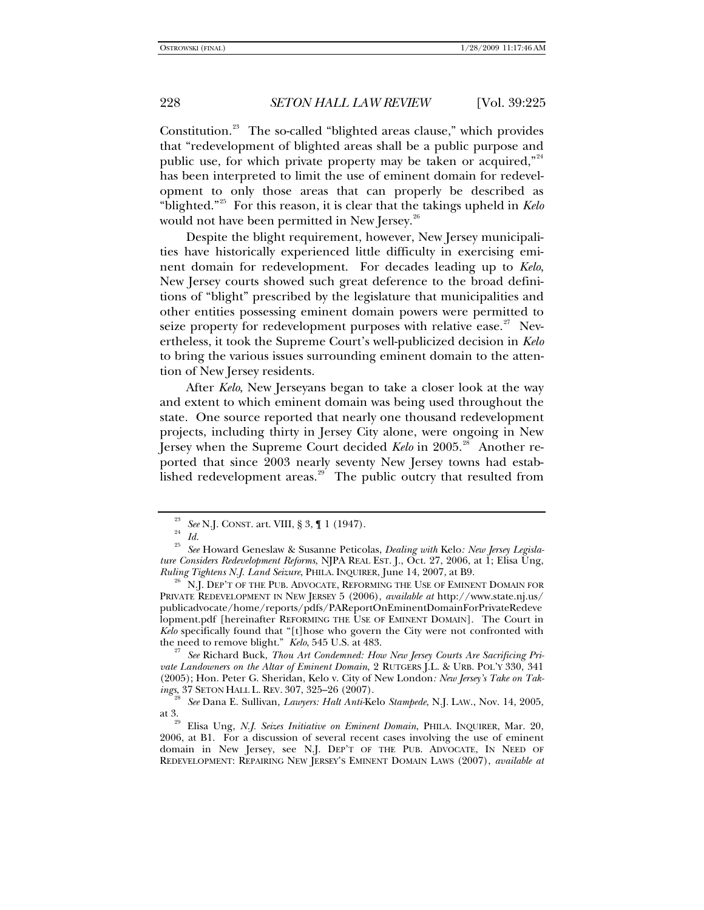Constitution.[23] The so-called "blighted areas clause," which provides that "redevelopment of blighted areas shall be a public purpose and public use, for which private property may be taken or acquired,"[24] has been interpreted to limit the use of eminent domain for redevelopment to only those areas that can properly be described as "blighted."[25] For this reason, it is clear that the takings upheld in *Kelo* would not have been permitted in New Jersey.[26]

Despite the blight requirement, however, New Jersey municipalities have historically experienced little difficulty in exercising eminent domain for redevelopment. For decades leading up to *Kelo*, New Jersey courts showed such great deference to the broad definitions of "blight" prescribed by the legislature that municipalities and other entities possessing eminent domain powers were permitted to seize property for redevelopment purposes with relative ease.[27] Nevertheless, it took the Supreme Court's well-publicized decision in *Kelo* to bring the various issues surrounding eminent domain to the attention of New Jersey residents.

After *Kelo*, New Jerseyans began to take a closer look at the way and extent to which eminent domain was being used throughout the state. One source reported that nearly one thousand redevelopment projects, including thirty in Jersey City alone, were ongoing in New Jersey when the Supreme Court decided *Kelo* in 2005.[28] Another reported that since 2003 nearly seventy New Jersey towns had established redevelopment areas.[29] The public outcry that resulted from

---

[23] *See* N.J. CONST. art. VIII, § 3, ¶ 1 (1947).

[24] *Id.*

[25] *See* Howard Geneslaw & Susanne Peticolas, *Dealing with* Kelo*: New Jersey Legislature Considers Redevelopment Reforms*, NJPA REAL EST. J., Oct. 27, 2006, at 1; Elisa Ung, *Ruling Tightens N.J. Land Seizure*, PHILA. INQUIRER, June 14, 2007, at B9.

[26] N.J. DEP'T OF THE PUB. ADVOCATE, REFORMING THE USE OF EMINENT DOMAIN FOR PRIVATE REDEVELOPMENT IN NEW JERSEY 5 (2006), *available at* http://www.state.nj.us/publicadvocate/home/reports/pdfs/PAReportOnEminentDomainForPrivateRedevelopment.pdf [hereinafter REFORMING THE USE OF EMINENT DOMAIN]. The Court in *Kelo* specifically found that "[t]hose who govern the City were not confronted with the need to remove blight." *Kelo*, 545 U.S. at 483.

[27] *See* Richard Buck, *Thou Art Condemned: How New Jersey Courts Are Sacrificing Private Landowners on the Altar of Eminent Domain*, 2 RUTGERS J.L. & URB. POL'Y 330, 341 (2005); Hon. Peter G. Sheridan, Kelo v. City of New London*: New Jersey's Take on Takings*, 37 SETON HALL L. REV. 307, 325–26 (2007).

[28] *See* Dana E. Sullivan, *Lawyers: Halt Anti-*Kelo *Stampede*, N.J. LAW., Nov. 14, 2005, at 3.

[29] Elisa Ung, *N.J. Seizes Initiative on Eminent Domain*, PHILA. INQUIRER, Mar. 20, 2006, at B1. For a discussion of several recent cases involving the use of eminent domain in New Jersey, see N.J. DEP'T OF THE PUB. ADVOCATE, IN NEED OF REDEVELOPMENT: REPAIRING NEW JERSEY'S EMINENT DOMAIN LAWS (2007), *available at*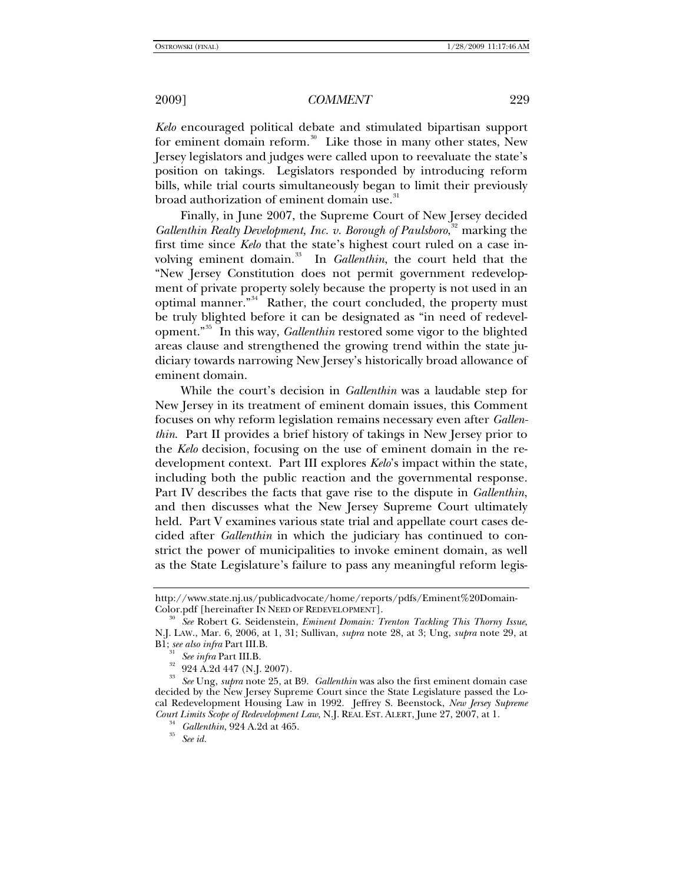*Kelo* encouraged political debate and stimulated bipartisan support for eminent domain reform.[30] Like those in many other states, New Jersey legislators and judges were called upon to reevaluate the state's position on takings. Legislators responded by introducing reform bills, while trial courts simultaneously began to limit their previously broad authorization of eminent domain use.[31]

Finally, in June 2007, the Supreme Court of New Jersey decided *Gallenthin Realty Development, Inc. v. Borough of Paulsboro*,[32] marking the first time since *Kelo* that the state's highest court ruled on a case involving eminent domain.[33] In *Gallenthin*, the court held that the "New Jersey Constitution does not permit government redevelopment of private property solely because the property is not used in an optimal manner."[34] Rather, the court concluded, the property must be truly blighted before it can be designated as "in need of redevelopment."[35] In this way, *Gallenthin* restored some vigor to the blighted areas clause and strengthened the growing trend within the state judiciary towards narrowing New Jersey's historically broad allowance of eminent domain.

While the court's decision in *Gallenthin* was a laudable step for New Jersey in its treatment of eminent domain issues, this Comment focuses on why reform legislation remains necessary even after *Gallenthin*. Part II provides a brief history of takings in New Jersey prior to the *Kelo* decision, focusing on the use of eminent domain in the redevelopment context. Part III explores *Kelo*'s impact within the state, including both the public reaction and the governmental response. Part IV describes the facts that gave rise to the dispute in *Gallenthin*, and then discusses what the New Jersey Supreme Court ultimately held. Part V examines various state trial and appellate court cases decided after *Gallenthin* in which the judiciary has continued to constrict the power of municipalities to invoke eminent domain, as well as the State Legislature's failure to pass any meaningful reform legis-

---

http://www.state.nj.us/publicadvocate/home/reports/pdfs/Eminent%20Domain-Color.pdf [hereinafter IN NEED OF REDEVELOPMENT].

[30] *See* Robert G. Seidenstein, *Eminent Domain: Trenton Tackling This Thorny Issue*, N.J. LAW., Mar. 6, 2006, at 1, 31; Sullivan, *supra* note 28, at 3; Ung, *supra* note 29, at B1; *see also infra* Part III.B.

[31] *See infra* Part III.B.

[32] 924 A.2d 447 (N.J. 2007).

[33] *See* Ung, *supra* note 25, at B9. *Gallenthin* was also the first eminent domain case decided by the New Jersey Supreme Court since the State Legislature passed the Local Redevelopment Housing Law in 1992. Jeffrey S. Beenstock, *New Jersey Supreme Court Limits Scope of Redevelopment Law*, N.J. REAL EST. ALERT, June 27, 2007, at 1.

[34] *Gallenthin*, 924 A.2d at 465.

[35] *See id.*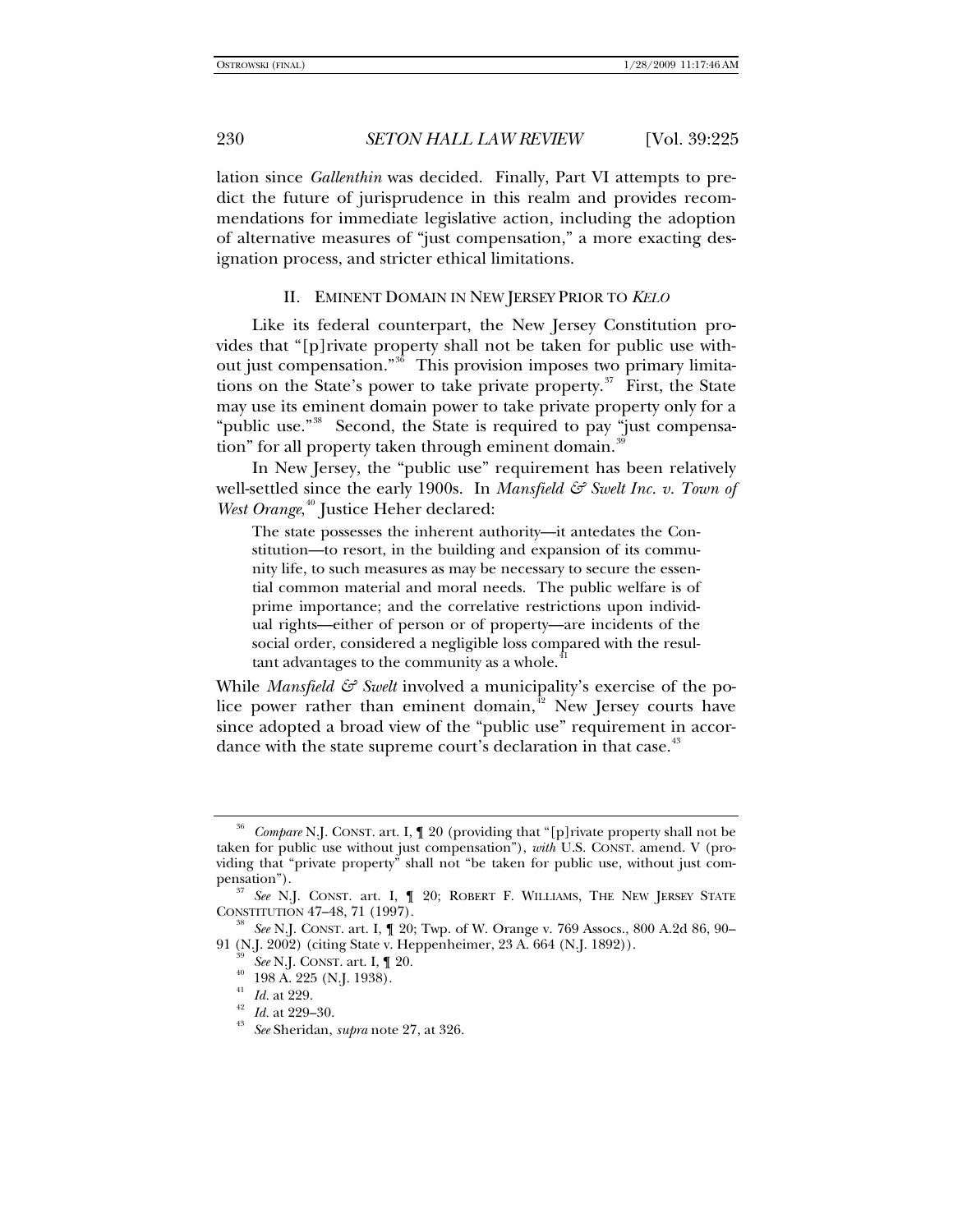lation since *Gallenthin* was decided. Finally, Part VI attempts to predict the future of jurisprudence in this realm and provides recommendations for immediate legislative action, including the adoption of alternative measures of "just compensation," a more exacting designation process, and stricter ethical limitations.

## II. EMINENT DOMAIN IN NEW JERSEY PRIOR TO *KELO*

Like its federal counterpart, the New Jersey Constitution provides that "[p]rivate property shall not be taken for public use without just compensation."[36] This provision imposes two primary limitations on the State's power to take private property.[37] First, the State may use its eminent domain power to take private property only for a "public use."[38] Second, the State is required to pay "just compensation" for all property taken through eminent domain.[39]

In New Jersey, the "public use" requirement has been relatively well-settled since the early 1900s. In *Mansfield & Swelt Inc. v. Town of West Orange*,[40] Justice Heher declared:

> The state possesses the inherent authority—it antedates the Constitution—to resort, in the building and expansion of its community life, to such measures as may be necessary to secure the essential common material and moral needs. The public welfare is of prime importance; and the correlative restrictions upon individual rights—either of person or of property—are incidents of the social order, considered a negligible loss compared with the resultant advantages to the community as a whole.[41]

While *Mansfield & Swelt* involved a municipality's exercise of the police power rather than eminent domain,[42] New Jersey courts have since adopted a broad view of the "public use" requirement in accordance with the state supreme court's declaration in that case.[43]

---

[36] *Compare* N.J. CONST. art. I, ¶ 20 (providing that "[p]rivate property shall not be taken for public use without just compensation"), *with* U.S. CONST. amend. V (providing that "private property" shall not "be taken for public use, without just compensation").

[37] *See* N.J. CONST. art. I, ¶ 20; ROBERT F. WILLIAMS, THE NEW JERSEY STATE CONSTITUTION 47–48, 71 (1997).

[38] *See* N.J. CONST. art. I, ¶ 20; Twp. of W. Orange v. 769 Assocs., 800 A.2d 86, 90–91 (N.J. 2002) (citing State v. Heppenheimer, 23 A. 664 (N.J. 1892)).

[39] *See* N.J. CONST. art. I, ¶ 20.

[40] 198 A. 225 (N.J. 1938).

[41] *Id.* at 229.

[42] *Id.* at 229–30.

[43] *See* Sheridan, *supra* note 27, at 326.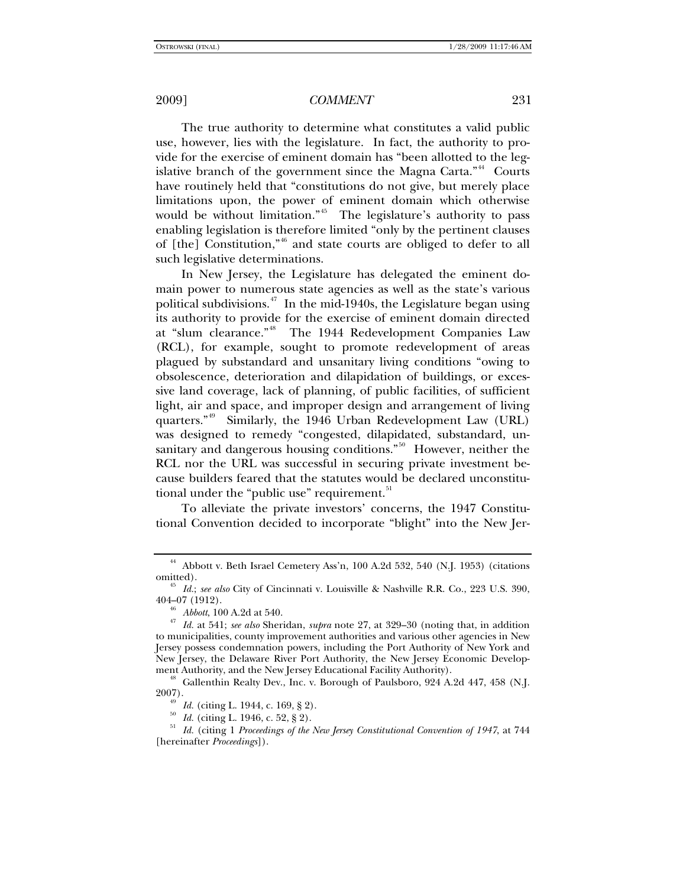The true authority to determine what constitutes a valid public use, however, lies with the legislature. In fact, the authority to provide for the exercise of eminent domain has "been allotted to the legislative branch of the government since the Magna Carta."[44] Courts have routinely held that "constitutions do not give, but merely place limitations upon, the power of eminent domain which otherwise would be without limitation."[45] The legislature's authority to pass enabling legislation is therefore limited "only by the pertinent clauses of [the] Constitution,"[46] and state courts are obliged to defer to all such legislative determinations.

In New Jersey, the Legislature has delegated the eminent domain power to numerous state agencies as well as the state's various political subdivisions.[47] In the mid-1940s, the Legislature began using its authority to provide for the exercise of eminent domain directed at "slum clearance."[48] The 1944 Redevelopment Companies Law (RCL), for example, sought to promote redevelopment of areas plagued by substandard and unsanitary living conditions "owing to obsolescence, deterioration and dilapidation of buildings, or excessive land coverage, lack of planning, of public facilities, of sufficient light, air and space, and improper design and arrangement of living quarters."[49] Similarly, the 1946 Urban Redevelopment Law (URL) was designed to remedy "congested, dilapidated, substandard, unsanitary and dangerous housing conditions."[50] However, neither the RCL nor the URL was successful in securing private investment because builders feared that the statutes would be declared unconstitutional under the "public use" requirement.[51]

To alleviate the private investors' concerns, the 1947 Constitutional Convention decided to incorporate "blight" into the New Jer-

---

[44] Abbott v. Beth Israel Cemetery Ass'n, 100 A.2d 532, 540 (N.J. 1953) (citations omitted).

[45] *Id.*; *see also* City of Cincinnati v. Louisville & Nashville R.R. Co., 223 U.S. 390, 404–07 (1912).

[46] *Abbott*, 100 A.2d at 540.

[47] *Id.* at 541; *see also* Sheridan, *supra* note 27, at 329–30 (noting that, in addition to municipalities, county improvement authorities and various other agencies in New Jersey possess condemnation powers, including the Port Authority of New York and New Jersey, the Delaware River Port Authority, the New Jersey Economic Development Authority, and the New Jersey Educational Facility Authority).

[48] Gallenthin Realty Dev., Inc. v. Borough of Paulsboro, 924 A.2d 447, 458 (N.J. 2007).

[49] *Id.* (citing L. 1944, c. 169, § 2).

[50] *Id.* (citing L. 1946, c. 52, § 2).

[51] *Id.* (citing 1 *Proceedings of the New Jersey Constitutional Convention of 1947*, at 744 [hereinafter *Proceedings*]).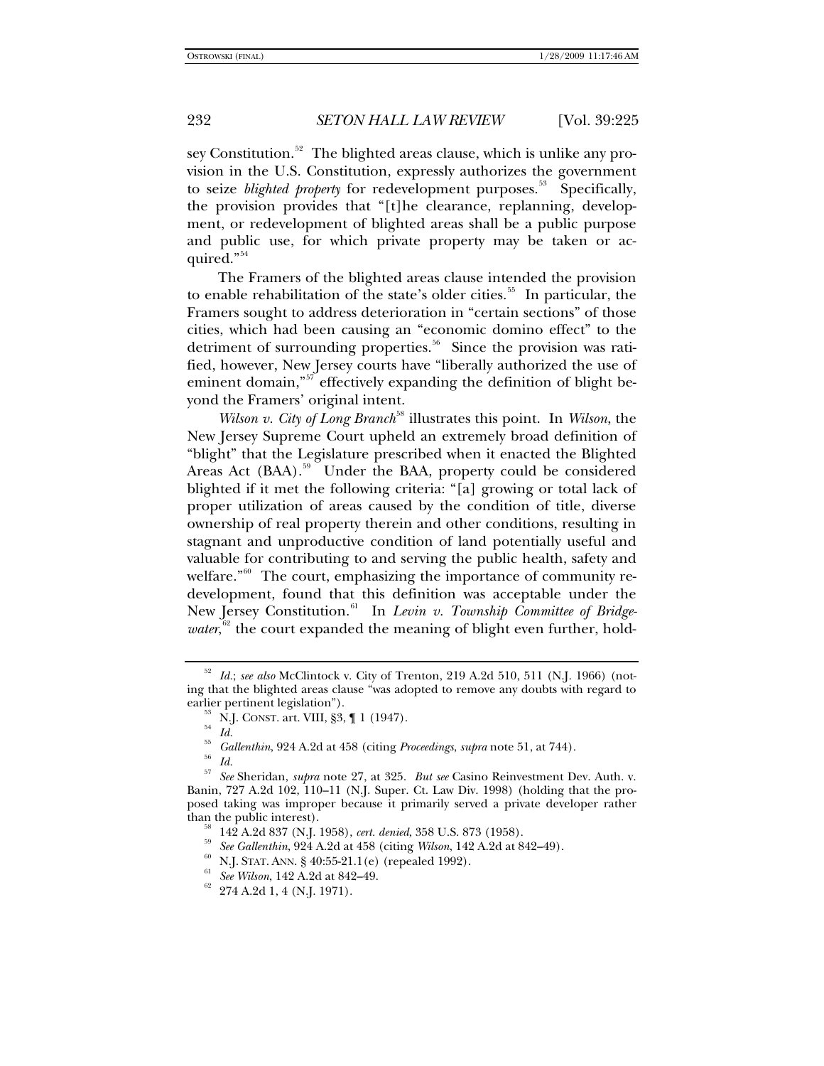sey Constitution.[52] The blighted areas clause, which is unlike any provision in the U.S. Constitution, expressly authorizes the government to seize *blighted property* for redevelopment purposes.[53] Specifically, the provision provides that "[t]he clearance, replanning, development, or redevelopment of blighted areas shall be a public purpose and public use, for which private property may be taken or acquired."[54]

The Framers of the blighted areas clause intended the provision to enable rehabilitation of the state's older cities.[55] In particular, the Framers sought to address deterioration in "certain sections" of those cities, which had been causing an "economic domino effect" to the detriment of surrounding properties.[56] Since the provision was ratified, however, New Jersey courts have "liberally authorized the use of eminent domain,"[57] effectively expanding the definition of blight beyond the Framers' original intent.

*Wilson v. City of Long Branch*[58] illustrates this point. In *Wilson*, the New Jersey Supreme Court upheld an extremely broad definition of "blight" that the Legislature prescribed when it enacted the Blighted Areas Act (BAA).[59] Under the BAA, property could be considered blighted if it met the following criteria: "[a] growing or total lack of proper utilization of areas caused by the condition of title, diverse ownership of real property therein and other conditions, resulting in stagnant and unproductive condition of land potentially useful and valuable for contributing to and serving the public health, safety and welfare."[60] The court, emphasizing the importance of community redevelopment, found that this definition was acceptable under the New Jersey Constitution.[61] In *Levin v. Township Committee of Bridgewater*,[62] the court expanded the meaning of blight even further, hold-

---

[52] *Id.*; *see also* McClintock v. City of Trenton, 219 A.2d 510, 511 (N.J. 1966) (noting that the blighted areas clause "was adopted to remove any doubts with regard to earlier pertinent legislation").

[53] N.J. CONST. art. VIII, §3, ¶ 1 (1947).

[54] *Id.*

[55] *Gallenthin*, 924 A.2d at 458 (citing *Proceedings*, *supra* note 51, at 744).

[56] *Id.*

[57] *See* Sheridan, *supra* note 27, at 325. *But see* Casino Reinvestment Dev. Auth. v. Banin, 727 A.2d 102, 110–11 (N.J. Super. Ct. Law Div. 1998) (holding that the proposed taking was improper because it primarily served a private developer rather than the public interest).

[58] 142 A.2d 837 (N.J. 1958), *cert. denied*, 358 U.S. 873 (1958).

[59] *See Gallenthin*, 924 A.2d at 458 (citing *Wilson*, 142 A.2d at 842–49).

[60] N.J. STAT. ANN. § 40:55-21.1(e) (repealed 1992).

[61] *See Wilson*, 142 A.2d at 842–49.

[62] 274 A.2d 1, 4 (N.J. 1971).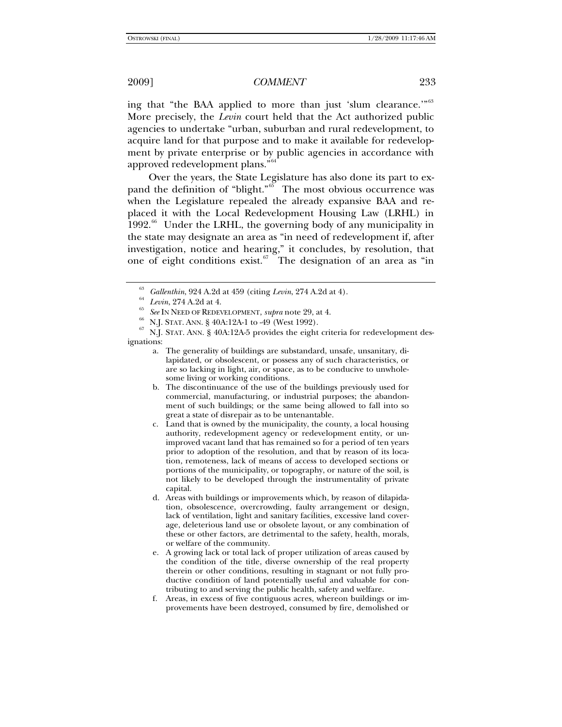ing that "the BAA applied to more than just 'slum clearance.'"[63] More precisely, the *Levin* court held that the Act authorized public agencies to undertake "urban, suburban and rural redevelopment, to acquire land for that purpose and to make it available for redevelopment by private enterprise or by public agencies in accordance with approved redevelopment plans."[64]

Over the years, the State Legislature has also done its part to expand the definition of "blight."[65] The most obvious occurrence was when the Legislature repealed the already expansive BAA and replaced it with the Local Redevelopment Housing Law (LRHL) in 1992.[66] Under the LRHL, the governing body of any municipality in the state may designate an area as "in need of redevelopment if, after investigation, notice and hearing," it concludes, by resolution, that one of eight conditions exist.[67] The designation of an area as "in

---

[63] *Gallenthin*, 924 A.2d at 459 (citing *Levin*, 274 A.2d at 4).

[64] *Levin*, 274 A.2d at 4.

[65] *See* IN NEED OF REDEVELOPMENT, *supra* note 29, at 4.

[66] N.J. STAT. ANN. § 40A:12A-1 to -49 (West 1992).

[67] N.J. STAT. ANN. § 40A:12A-5 provides the eight criteria for redevelopment designations:

a. The generality of buildings are substandard, unsafe, unsanitary, dilapidated, or obsolescent, or possess any of such characteristics, or are so lacking in light, air, or space, as to be conducive to unwholesome living or working conditions.

b. The discontinuance of the use of the buildings previously used for commercial, manufacturing, or industrial purposes; the abandonment of such buildings; or the same being allowed to fall into so great a state of disrepair as to be untenantable.

c. Land that is owned by the municipality, the county, a local housing authority, redevelopment agency or redevelopment entity, or unimproved vacant land that has remained so for a period of ten years prior to adoption of the resolution, and that by reason of its location, remoteness, lack of means of access to developed sections or portions of the municipality, or topography, or nature of the soil, is not likely to be developed through the instrumentality of private capital.

d. Areas with buildings or improvements which, by reason of dilapidation, obsolescence, overcrowding, faulty arrangement or design, lack of ventilation, light and sanitary facilities, excessive land coverage, deleterious land use or obsolete layout, or any combination of these or other factors, are detrimental to the safety, health, morals, or welfare of the community.

e. A growing lack or total lack of proper utilization of areas caused by the condition of the title, diverse ownership of the real property therein or other conditions, resulting in stagnant or not fully productive condition of land potentially useful and valuable for contributing to and serving the public health, safety and welfare.

f. Areas, in excess of five contiguous acres, whereon buildings or improvements have been destroyed, consumed by fire, demolished or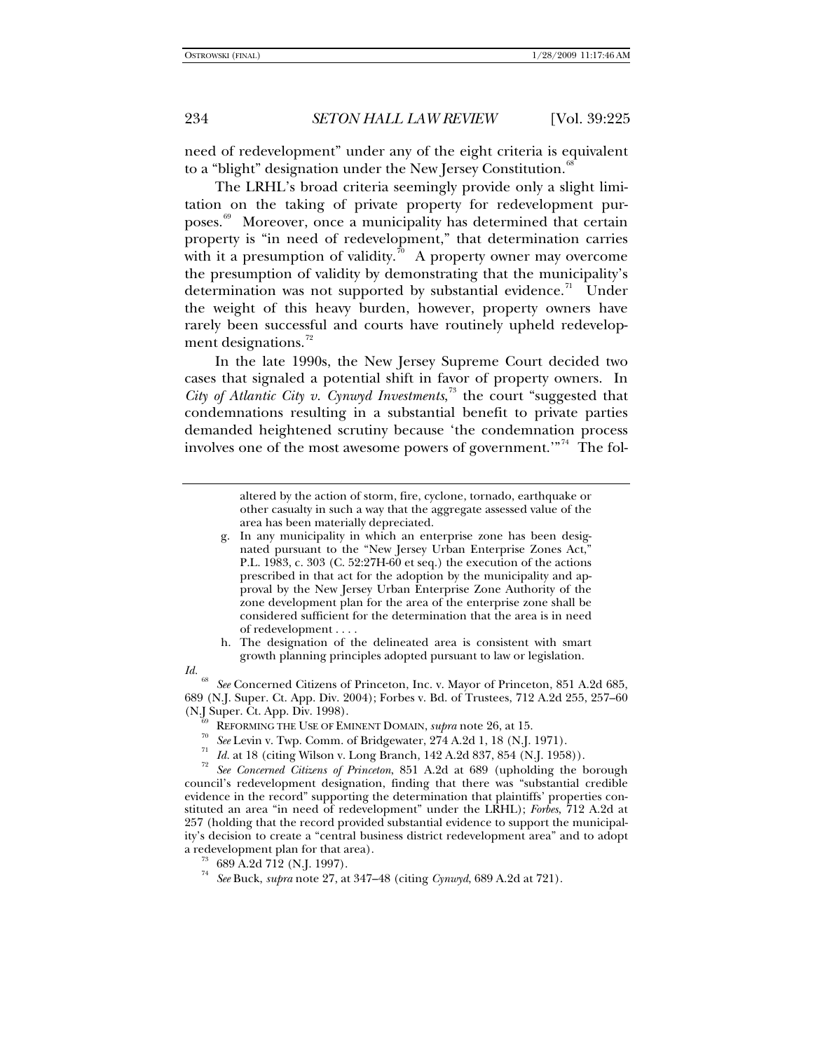need of redevelopment" under any of the eight criteria is equivalent to a "blight" designation under the New Jersey Constitution.[68]

The LRHL's broad criteria seemingly provide only a slight limitation on the taking of private property for redevelopment purposes.[69] Moreover, once a municipality has determined that certain property is "in need of redevelopment," that determination carries with it a presumption of validity.[70] A property owner may overcome the presumption of validity by demonstrating that the municipality's determination was not supported by substantial evidence.[71] Under the weight of this heavy burden, however, property owners have rarely been successful and courts have routinely upheld redevelopment designations.[72]

In the late 1990s, the New Jersey Supreme Court decided two cases that signaled a potential shift in favor of property owners. In *City of Atlantic City v. Cynwyd Investments*,[73] the court "suggested that condemnations resulting in a substantial benefit to private parties demanded heightened scrutiny because 'the condemnation process involves one of the most awesome powers of government.'"[74] The fol-

---

> altered by the action of storm, fire, cyclone, tornado, earthquake or other casualty in such a way that the aggregate assessed value of the area has been materially depreciated.
>
> g. In any municipality in which an enterprise zone has been designated pursuant to the "New Jersey Urban Enterprise Zones Act," P.L. 1983, c. 303 (C. 52:27H-60 et seq.) the execution of the actions prescribed in that act for the adoption by the municipality and approval by the New Jersey Urban Enterprise Zone Authority of the zone development plan for the area of the enterprise zone shall be considered sufficient for the determination that the area is in need of redevelopment . . . .
>
> h. The designation of the delineated area is consistent with smart growth planning principles adopted pursuant to law or legislation.

*Id.*

[68] *See* Concerned Citizens of Princeton, Inc. v. Mayor of Princeton, 851 A.2d 685, 689 (N.J. Super. Ct. App. Div. 2004); Forbes v. Bd. of Trustees, 712 A.2d 255, 257–60 (N.J Super. Ct. App. Div. 1998).

[69] REFORMING THE USE OF EMINENT DOMAIN, *supra* note 26, at 15.

[70] *See* Levin v. Twp. Comm. of Bridgewater, 274 A.2d 1, 18 (N.J. 1971).

[71] *Id.* at 18 (citing Wilson v. Long Branch, 142 A.2d 837, 854 (N.J. 1958)).

[72] *See Concerned Citizens of Princeton*, 851 A.2d at 689 (upholding the borough council's redevelopment designation, finding that there was "substantial credible evidence in the record" supporting the determination that plaintiffs' properties constituted an area "in need of redevelopment" under the LRHL); *Forbes*, 712 A.2d at 257 (holding that the record provided substantial evidence to support the municipality's decision to create a "central business district redevelopment area" and to adopt a redevelopment plan for that area).

[73] 689 A.2d 712 (N.J. 1997).

[74] *See* Buck, *supra* note 27, at 347–48 (citing *Cynwyd*, 689 A.2d at 721).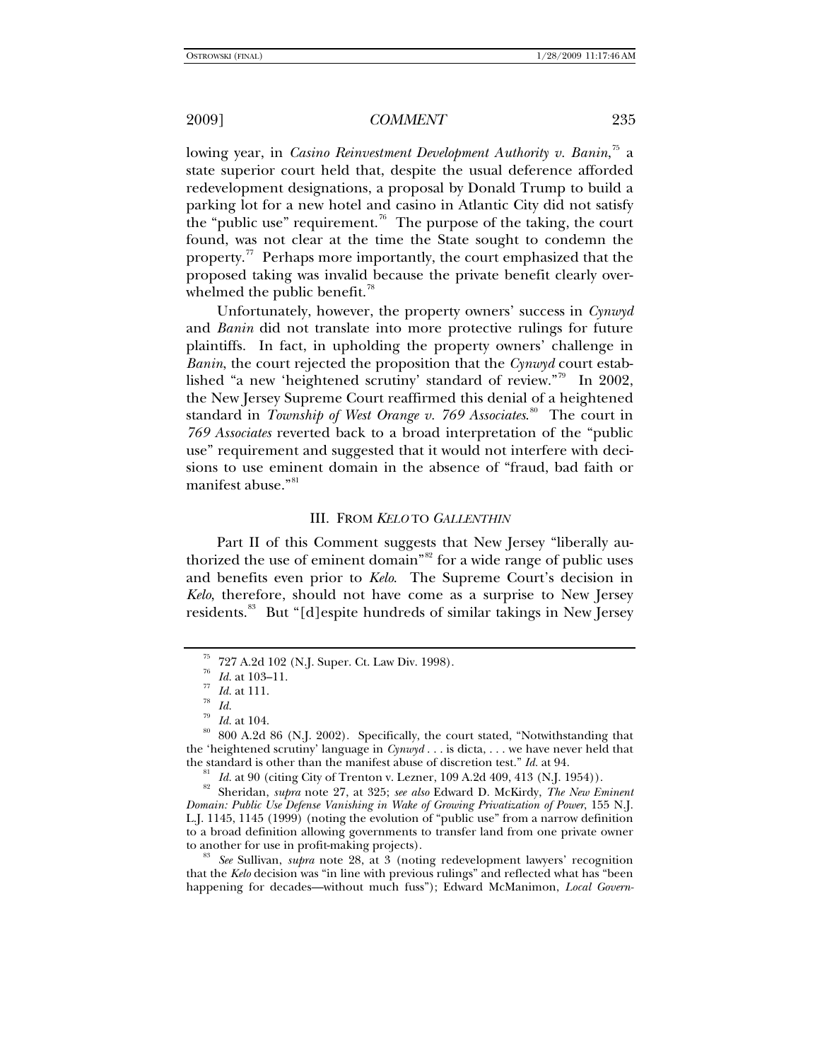lowing year, in *Casino Reinvestment Development Authority v. Banin*,[75] a state superior court held that, despite the usual deference afforded redevelopment designations, a proposal by Donald Trump to build a parking lot for a new hotel and casino in Atlantic City did not satisfy the "public use" requirement.[76] The purpose of the taking, the court found, was not clear at the time the State sought to condemn the property.[77] Perhaps more importantly, the court emphasized that the proposed taking was invalid because the private benefit clearly overwhelmed the public benefit.[78]

Unfortunately, however, the property owners' success in *Cynwyd* and *Banin* did not translate into more protective rulings for future plaintiffs. In fact, in upholding the property owners' challenge in *Banin*, the court rejected the proposition that the *Cynwyd* court established "a new 'heightened scrutiny' standard of review."[79] In 2002, the New Jersey Supreme Court reaffirmed this denial of a heightened standard in *Township of West Orange v. 769 Associates*.[80] The court in *769 Associates* reverted back to a broad interpretation of the "public use" requirement and suggested that it would not interfere with decisions to use eminent domain in the absence of "fraud, bad faith or manifest abuse."[81]

## III. FROM *KELO* TO *GALLENTHIN*

Part II of this Comment suggests that New Jersey "liberally authorized the use of eminent domain"[82] for a wide range of public uses and benefits even prior to *Kelo*. The Supreme Court's decision in *Kelo*, therefore, should not have come as a surprise to New Jersey residents.[83] But "[d]espite hundreds of similar takings in New Jersey

---

[75] 727 A.2d 102 (N.J. Super. Ct. Law Div. 1998).

[76] *Id.* at 103–11.

[77] *Id.* at 111.

[78] *Id.*

[79] *Id.* at 104.

[80] 800 A.2d 86 (N.J. 2002). Specifically, the court stated, "Notwithstanding that the 'heightened scrutiny' language in *Cynwyd* . . . is dicta, . . . we have never held that the standard is other than the manifest abuse of discretion test." *Id.* at 94.

[81] *Id.* at 90 (citing City of Trenton v. Lezner, 109 A.2d 409, 413 (N.J. 1954)).

[82] Sheridan, *supra* note 27, at 325; *see also* Edward D. McKirdy, *The New Eminent Domain: Public Use Defense Vanishing in Wake of Growing Privatization of Power*, 155 N.J. L.J. 1145, 1145 (1999) (noting the evolution of "public use" from a narrow definition to a broad definition allowing governments to transfer land from one private owner to another for use in profit-making projects).

[83] *See* Sullivan, *supra* note 28, at 3 (noting redevelopment lawyers' recognition that the *Kelo* decision was "in line with previous rulings" and reflected what has "been happening for decades—without much fuss"); Edward McManimon, *Local Govern-*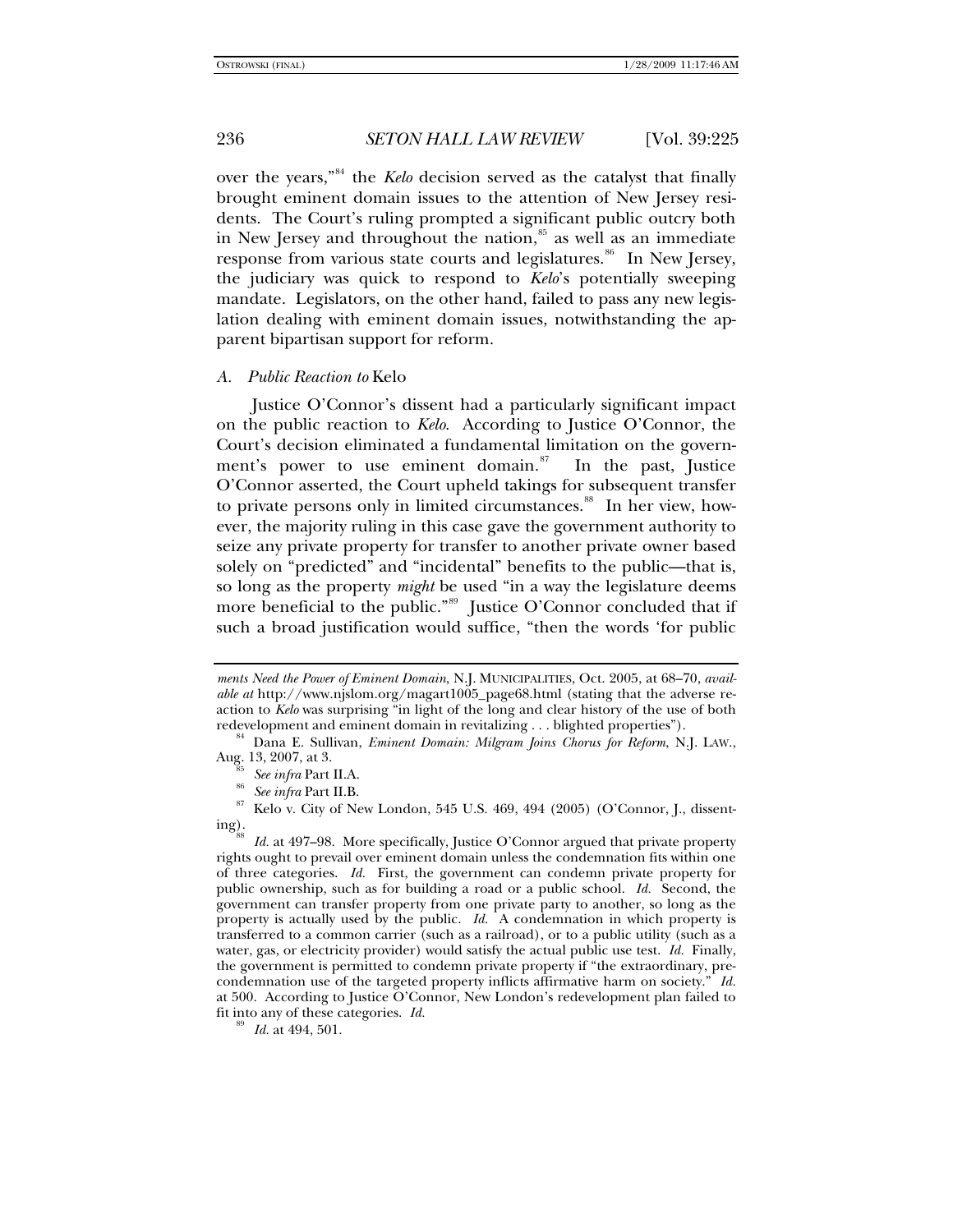over the years,"[84] the *Kelo* decision served as the catalyst that finally brought eminent domain issues to the attention of New Jersey residents. The Court's ruling prompted a significant public outcry both in New Jersey and throughout the nation,[85] as well as an immediate response from various state courts and legislatures.[86] In New Jersey, the judiciary was quick to respond to *Kelo*'s potentially sweeping mandate. Legislators, on the other hand, failed to pass any new legislation dealing with eminent domain issues, notwithstanding the apparent bipartisan support for reform.

### A. *Public Reaction to* Kelo

Justice O'Connor's dissent had a particularly significant impact on the public reaction to *Kelo*. According to Justice O'Connor, the Court's decision eliminated a fundamental limitation on the government's power to use eminent domain.[87] In the past, Justice O'Connor asserted, the Court upheld takings for subsequent transfer to private persons only in limited circumstances.[88] In her view, however, the majority ruling in this case gave the government authority to seize any private property for transfer to another private owner based solely on "predicted" and "incidental" benefits to the public—that is, so long as the property *might* be used "in a way the legislature deems more beneficial to the public."[89] Justice O'Connor concluded that if such a broad justification would suffice, "then the words 'for public

---

*ments Need the Power of Eminent Domain*, N.J. MUNICIPALITIES, Oct. 2005, at 68–70, *available at* http://www.njslom.org/magart1005_page68.html (stating that the adverse reaction to *Kelo* was surprising "in light of the long and clear history of the use of both redevelopment and eminent domain in revitalizing . . . blighted properties").

[84] Dana E. Sullivan, *Eminent Domain: Milgram Joins Chorus for Reform*, N.J. LAW., Aug. 13, 2007, at 3.

[85] *See infra* Part II.A.

[86] *See infra* Part II.B.

[87] Kelo v. City of New London, 545 U.S. 469, 494 (2005) (O'Connor, J., dissenting).

[88] *Id.* at 497–98. More specifically, Justice O'Connor argued that private property rights ought to prevail over eminent domain unless the condemnation fits within one of three categories. *Id.* First, the government can condemn private property for public ownership, such as for building a road or a public school. *Id.* Second, the government can transfer property from one private party to another, so long as the property is actually used by the public. *Id.* A condemnation in which property is transferred to a common carrier (such as a railroad), or to a public utility (such as a water, gas, or electricity provider) would satisfy the actual public use test. *Id.* Finally, the government is permitted to condemn private property if "the extraordinary, precondemnation use of the targeted property inflicts affirmative harm on society." *Id.* at 500. According to Justice O'Connor, New London's redevelopment plan failed to fit into any of these categories. *Id.*

[89] *Id.* at 494, 501.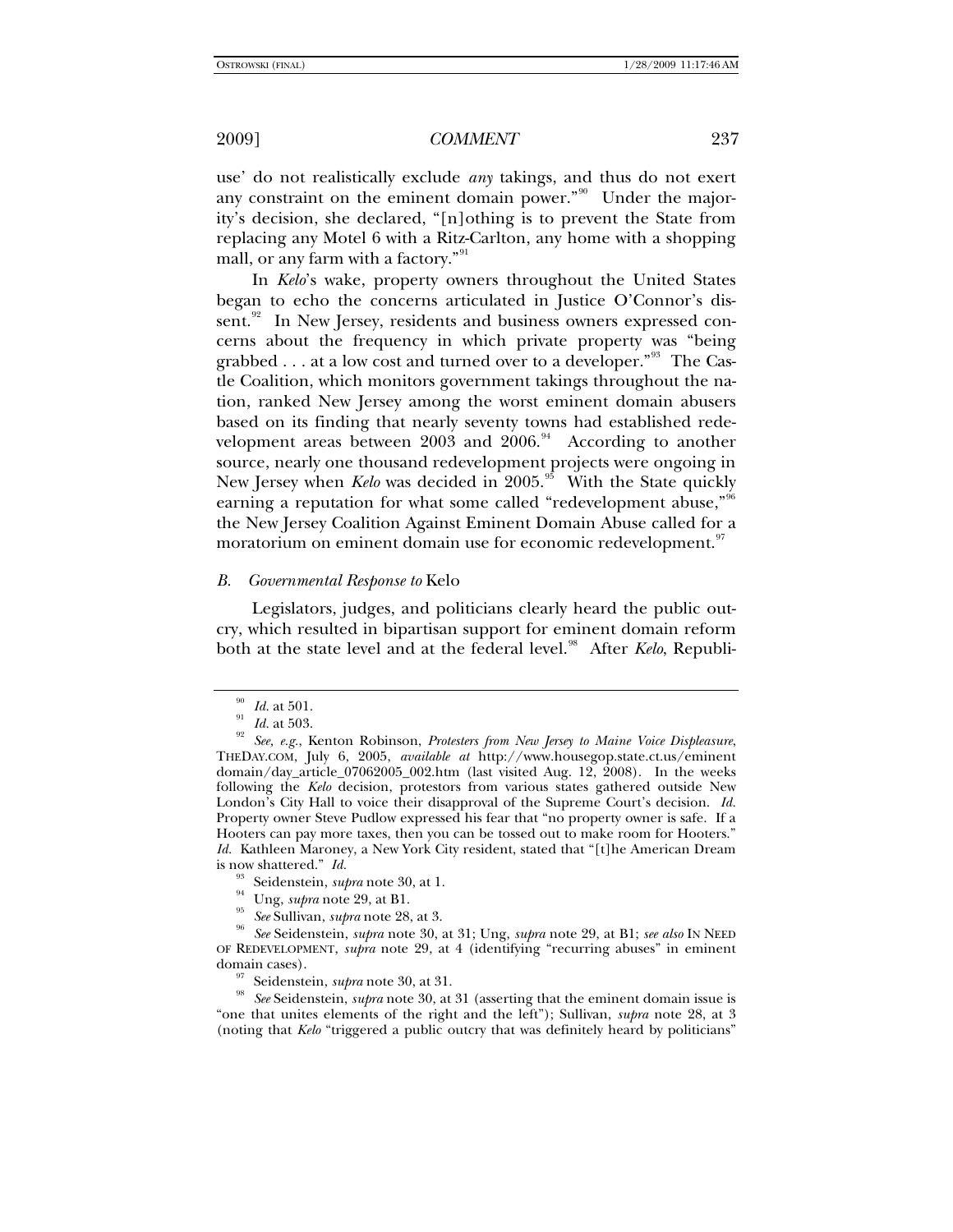use' do not realistically exclude *any* takings, and thus do not exert any constraint on the eminent domain power."[90] Under the majority's decision, she declared, "[n]othing is to prevent the State from replacing any Motel 6 with a Ritz-Carlton, any home with a shopping mall, or any farm with a factory."[91]

In *Kelo*'s wake, property owners throughout the United States began to echo the concerns articulated in Justice O'Connor's dissent.[92] In New Jersey, residents and business owners expressed concerns about the frequency in which private property was "being grabbed . . . at a low cost and turned over to a developer."[93] The Castle Coalition, which monitors government takings throughout the nation, ranked New Jersey among the worst eminent domain abusers based on its finding that nearly seventy towns had established redevelopment areas between 2003 and 2006.[94] According to another source, nearly one thousand redevelopment projects were ongoing in New Jersey when *Kelo* was decided in 2005.[95] With the State quickly earning a reputation for what some called "redevelopment abuse,"[96] the New Jersey Coalition Against Eminent Domain Abuse called for a moratorium on eminent domain use for economic redevelopment.[97]

### *B. Governmental Response to* Kelo

Legislators, judges, and politicians clearly heard the public outcry, which resulted in bipartisan support for eminent domain reform both at the state level and at the federal level.[98] After *Kelo*, Republi-

---

[90] *Id.* at 501.

[91] *Id.* at 503.

[92] *See, e.g.*, Kenton Robinson, *Protesters from New Jersey to Maine Voice Displeasure*, THEDAY.COM, July 6, 2005, *available at* http://www.housegop.state.ct.us/eminentdomain/day_article_07062005_002.htm (last visited Aug. 12, 2008). In the weeks following the *Kelo* decision, protestors from various states gathered outside New London's City Hall to voice their disapproval of the Supreme Court's decision. *Id.* Property owner Steve Pudlow expressed his fear that "no property owner is safe. If a Hooters can pay more taxes, then you can be tossed out to make room for Hooters." *Id.* Kathleen Maroney, a New York City resident, stated that "[t]he American Dream is now shattered." *Id.*

[93] Seidenstein, *supra* note 30, at 1.

[94] Ung, *supra* note 29, at B1.

[95] *See* Sullivan, *supra* note 28, at 3.

[96] *See* Seidenstein, *supra* note 30, at 31; Ung, *supra* note 29, at B1; *see also* IN NEED OF REDEVELOPMENT, *supra* note 29, at 4 (identifying "recurring abuses" in eminent domain cases).

[97] Seidenstein, *supra* note 30, at 31.

[98] *See* Seidenstein, *supra* note 30, at 31 (asserting that the eminent domain issue is "one that unites elements of the right and the left"); Sullivan, *supra* note 28, at 3 (noting that *Kelo* "triggered a public outcry that was definitely heard by politicians"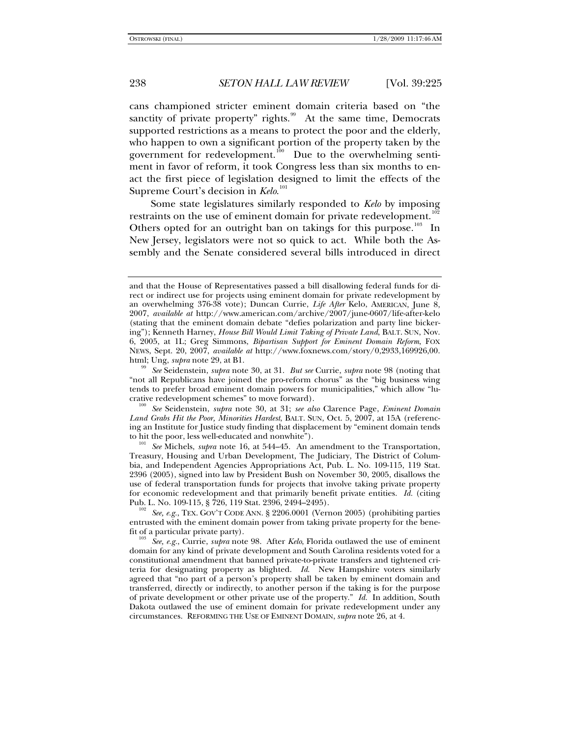cans championed stricter eminent domain criteria based on "the sanctity of private property" rights.[99] At the same time, Democrats supported restrictions as a means to protect the poor and the elderly, who happen to own a significant portion of the property taken by the government for redevelopment.[100] Due to the overwhelming sentiment in favor of reform, it took Congress less than six months to enact the first piece of legislation designed to limit the effects of the Supreme Court's decision in *Kelo*.[101]

Some state legislatures similarly responded to *Kelo* by imposing restraints on the use of eminent domain for private redevelopment.[102] Others opted for an outright ban on takings for this purpose.[103] In New Jersey, legislators were not so quick to act. While both the Assembly and the Senate considered several bills introduced in direct

---

and that the House of Representatives passed a bill disallowing federal funds for direct or indirect use for projects using eminent domain for private redevelopment by an overwhelming 376-38 vote); Duncan Currie, *Life After* Kelo, AMERICAN, June 8, 2007, *available at* http://www.american.com/archive/2007/june-0607/life-after-kelo (stating that the eminent domain debate "defies polarization and party line bickering"); Kenneth Harney, *House Bill Would Limit Taking of Private Land*, BALT. SUN, Nov. 6, 2005, at 1L; Greg Simmons, *Bipartisan Support for Eminent Domain Reform*, FOX NEWS, Sept. 20, 2007, *available at* http://www.foxnews.com/story/0,2933,169926,00.html; Ung, *supra* note 29, at B1.

[99] *See* Seidenstein, *supra* note 30, at 31. *But see* Currie, *supra* note 98 (noting that "not all Republicans have joined the pro-reform chorus" as the "big business wing tends to prefer broad eminent domain powers for municipalities," which allow "lucrative redevelopment schemes" to move forward).

[100] *See* Seidenstein, *supra* note 30, at 31; *see also* Clarence Page, *Eminent Domain Land Grabs Hit the Poor, Minorities Hardest*, BALT. SUN, Oct. 5, 2007, at 15A (referencing an Institute for Justice study finding that displacement by "eminent domain tends to hit the poor, less well-educated and nonwhite").

[101] *See* Michels, *supra* note 16, at 544–45. An amendment to the Transportation, Treasury, Housing and Urban Development, The Judiciary, The District of Columbia, and Independent Agencies Appropriations Act, Pub. L. No. 109-115, 119 Stat. 2396 (2005), signed into law by President Bush on November 30, 2005, disallows the use of federal transportation funds for projects that involve taking private property for economic redevelopment and that primarily benefit private entities. *Id.* (citing Pub. L. No. 109-115, § 726, 119 Stat. 2396, 2494–2495).

[102] *See, e.g.*, TEX. GOV'T CODE ANN. § 2206.0001 (Vernon 2005) (prohibiting parties entrusted with the eminent domain power from taking private property for the benefit of a particular private party).

[103] *See, e.g.*, Currie, *supra* note 98. After *Kelo*, Florida outlawed the use of eminent domain for any kind of private development and South Carolina residents voted for a constitutional amendment that banned private-to-private transfers and tightened criteria for designating property as blighted. *Id.* New Hampshire voters similarly agreed that "no part of a person's property shall be taken by eminent domain and transferred, directly or indirectly, to another person if the taking is for the purpose of private development or other private use of the property." *Id.* In addition, South Dakota outlawed the use of eminent domain for private redevelopment under any circumstances. REFORMING THE USE OF EMINENT DOMAIN, *supra* note 26, at 4.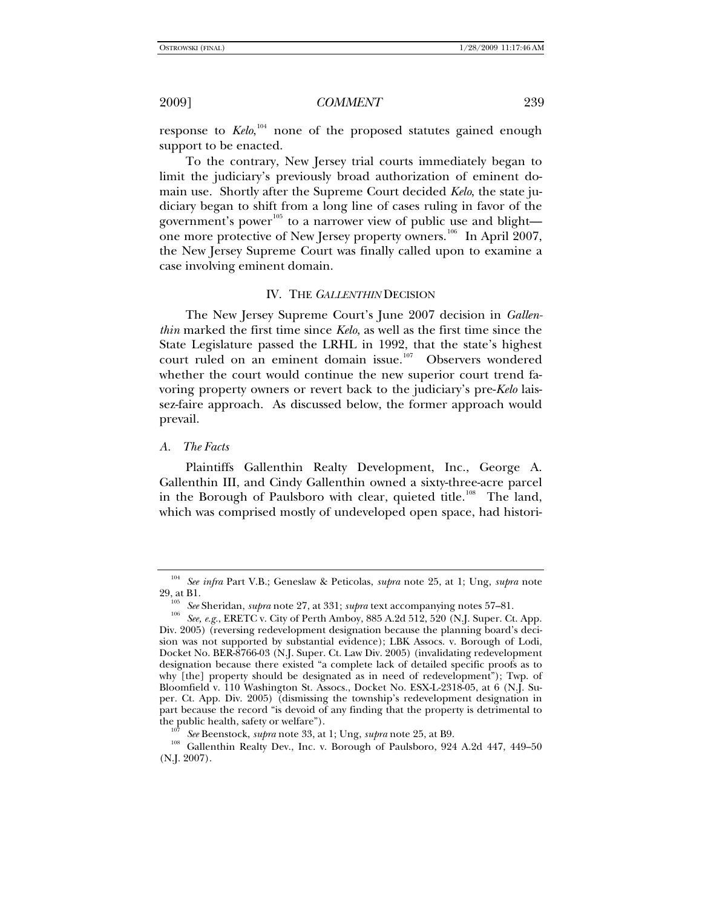response to *Kelo*,[104] none of the proposed statutes gained enough support to be enacted.

To the contrary, New Jersey trial courts immediately began to limit the judiciary's previously broad authorization of eminent domain use. Shortly after the Supreme Court decided *Kelo*, the state judiciary began to shift from a long line of cases ruling in favor of the government's power[105] to a narrower view of public use and blight—one more protective of New Jersey property owners.[106] In April 2007, the New Jersey Supreme Court was finally called upon to examine a case involving eminent domain.

## IV. THE *GALLENTHIN* DECISION

The New Jersey Supreme Court's June 2007 decision in *Gallenthin* marked the first time since *Kelo*, as well as the first time since the State Legislature passed the LRHL in 1992, that the state's highest court ruled on an eminent domain issue.[107] Observers wondered whether the court would continue the new superior court trend favoring property owners or revert back to the judiciary's pre-*Kelo* laissez-faire approach. As discussed below, the former approach would prevail.

### *A. The Facts*

Plaintiffs Gallenthin Realty Development, Inc., George A. Gallenthin III, and Cindy Gallenthin owned a sixty-three-acre parcel in the Borough of Paulsboro with clear, quieted title.[108] The land, which was comprised mostly of undeveloped open space, had histori-

---

[104] *See infra* Part V.B.; Geneslaw & Peticolas, *supra* note 25, at 1; Ung, *supra* note 29, at B1.

[105] *See* Sheridan, *supra* note 27, at 331; *supra* text accompanying notes 57–81.

[106] *See, e.g.*, ERETC v. City of Perth Amboy, 885 A.2d 512, 520 (N.J. Super. Ct. App. Div. 2005) (reversing redevelopment designation because the planning board's decision was not supported by substantial evidence); LBK Assocs. v. Borough of Lodi, Docket No. BER-8766-03 (N.J. Super. Ct. Law Div. 2005) (invalidating redevelopment designation because there existed "a complete lack of detailed specific proofs as to why [the] property should be designated as in need of redevelopment"); Twp. of Bloomfield v. 110 Washington St. Assocs., Docket No. ESX-L-2318-05, at 6 (N.J. Super. Ct. App. Div. 2005) (dismissing the township's redevelopment designation in part because the record "is devoid of any finding that the property is detrimental to the public health, safety or welfare").

[107] *See* Beenstock, *supra* note 33, at 1; Ung, *supra* note 25, at B9.

[108] Gallenthin Realty Dev., Inc. v. Borough of Paulsboro, 924 A.2d 447, 449–50 (N.J. 2007).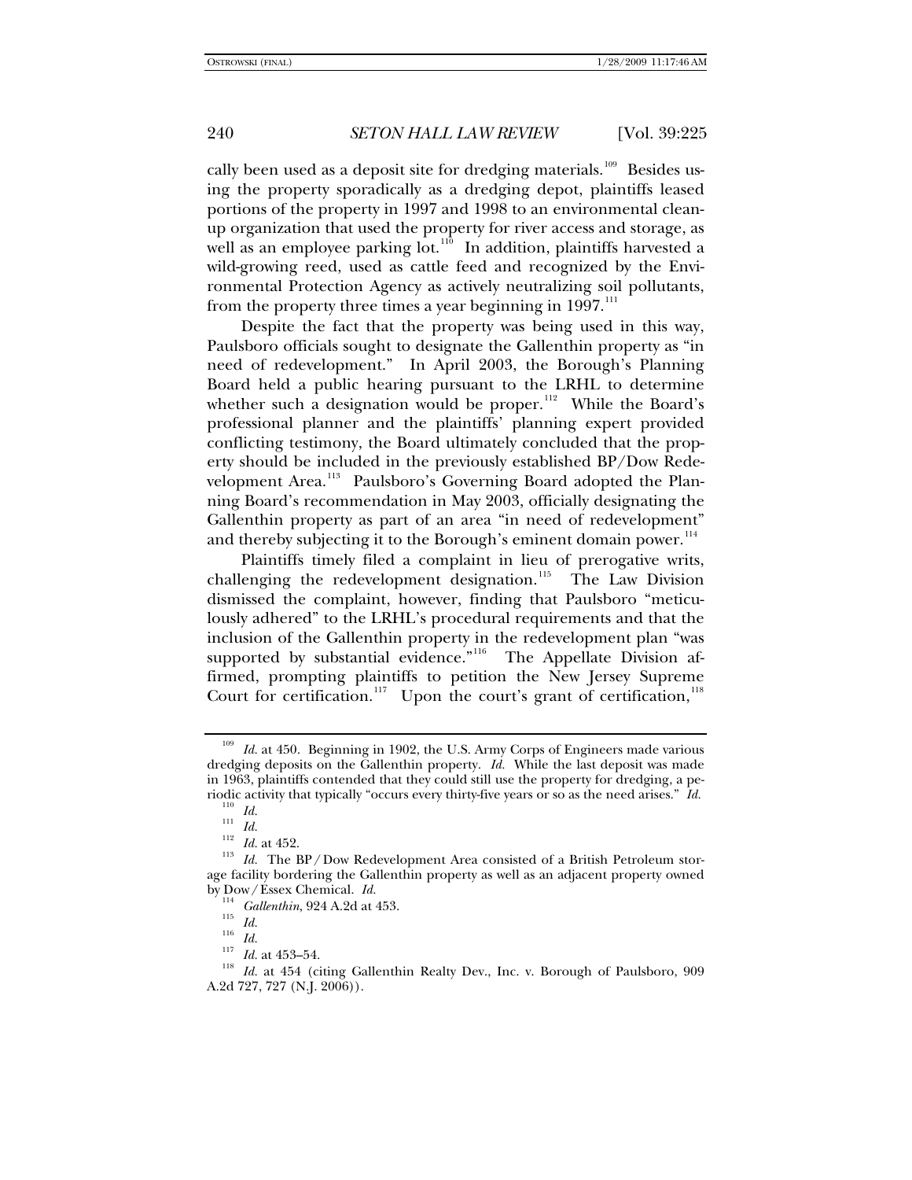cally been used as a deposit site for dredging materials.[109] Besides using the property sporadically as a dredging depot, plaintiffs leased portions of the property in 1997 and 1998 to an environmental cleanup organization that used the property for river access and storage, as well as an employee parking lot.[110] In addition, plaintiffs harvested a wild-growing reed, used as cattle feed and recognized by the Environmental Protection Agency as actively neutralizing soil pollutants, from the property three times a year beginning in 1997.[111]

Despite the fact that the property was being used in this way, Paulsboro officials sought to designate the Gallenthin property as "in need of redevelopment." In April 2003, the Borough's Planning Board held a public hearing pursuant to the LRHL to determine whether such a designation would be proper.[112] While the Board's professional planner and the plaintiffs' planning expert provided conflicting testimony, the Board ultimately concluded that the property should be included in the previously established BP/Dow Redevelopment Area.[113] Paulsboro's Governing Board adopted the Planning Board's recommendation in May 2003, officially designating the Gallenthin property as part of an area "in need of redevelopment" and thereby subjecting it to the Borough's eminent domain power.[114]

Plaintiffs timely filed a complaint in lieu of prerogative writs, challenging the redevelopment designation.[115] The Law Division dismissed the complaint, however, finding that Paulsboro "meticulously adhered" to the LRHL's procedural requirements and that the inclusion of the Gallenthin property in the redevelopment plan "was supported by substantial evidence."[116] The Appellate Division affirmed, prompting plaintiffs to petition the New Jersey Supreme Court for certification.[117] Upon the court's grant of certification,[118]

---

[109] *Id.* at 450. Beginning in 1902, the U.S. Army Corps of Engineers made various dredging deposits on the Gallenthin property. *Id.* While the last deposit was made in 1963, plaintiffs contended that they could still use the property for dredging, a periodic activity that typically "occurs every thirty-five years or so as the need arises." *Id.*

[110] *Id.*

[111] *Id.*

[112] *Id.* at 452.

[113] *Id.* The BP/Dow Redevelopment Area consisted of a British Petroleum storage facility bordering the Gallenthin property as well as an adjacent property owned by Dow/Essex Chemical. *Id.*

[114] *Gallenthin*, 924 A.2d at 453.

[115] *Id.*

[116] *Id.*

[117] *Id.* at 453–54.

[118] *Id.* at 454 (citing Gallenthin Realty Dev., Inc. v. Borough of Paulsboro, 909 A.2d 727, 727 (N.J. 2006)).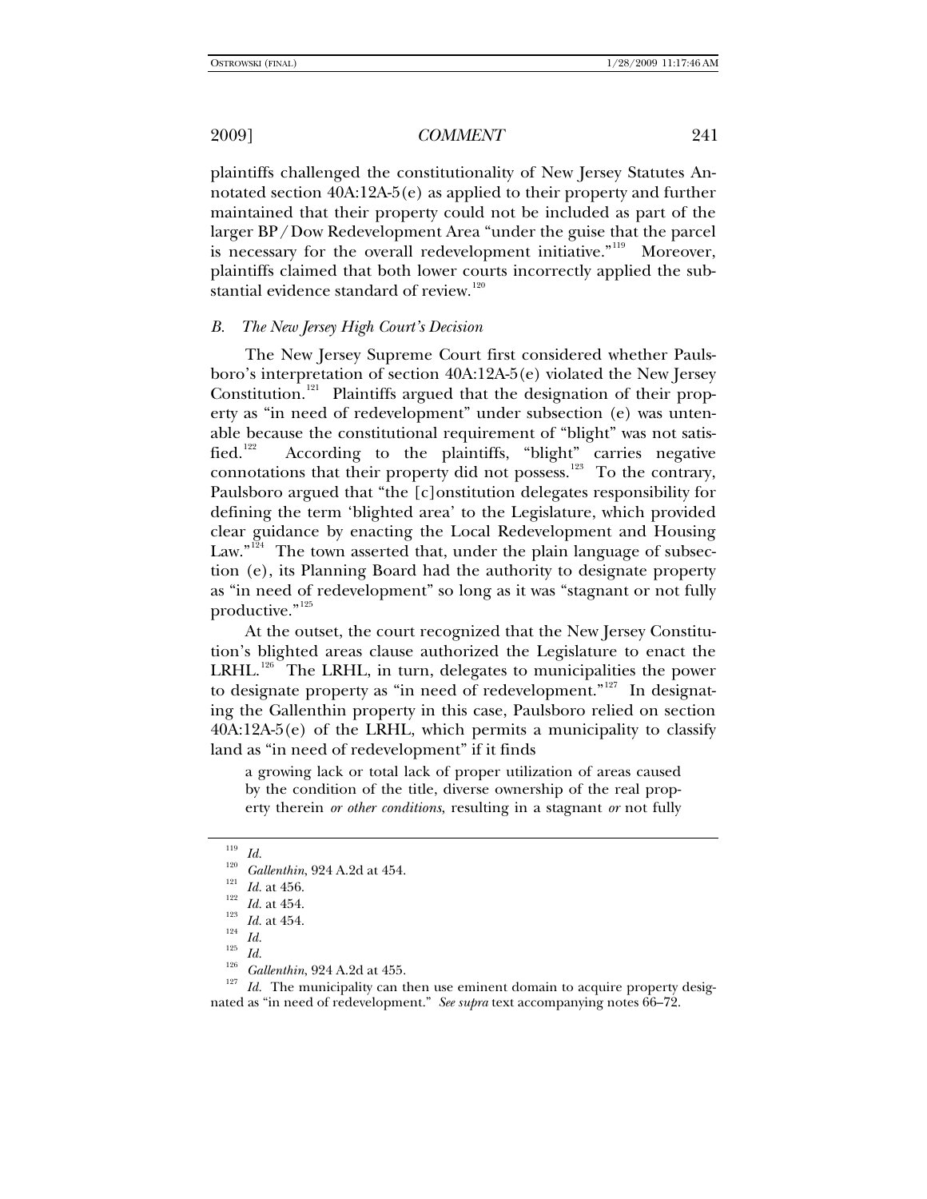plaintiffs challenged the constitutionality of New Jersey Statutes Annotated section 40A:12A-5(e) as applied to their property and further maintained that their property could not be included as part of the larger BP/Dow Redevelopment Area "under the guise that the parcel is necessary for the overall redevelopment initiative."[119] Moreover, plaintiffs claimed that both lower courts incorrectly applied the substantial evidence standard of review.[120]

### *B. The New Jersey High Court's Decision*

The New Jersey Supreme Court first considered whether Paulsboro's interpretation of section 40A:12A-5(e) violated the New Jersey Constitution.[121] Plaintiffs argued that the designation of their property as "in need of redevelopment" under subsection (e) was untenable because the constitutional requirement of "blight" was not satisfied.[122] According to the plaintiffs, "blight" carries negative connotations that their property did not possess.[123] To the contrary, Paulsboro argued that "the [c]onstitution delegates responsibility for defining the term 'blighted area' to the Legislature, which provided clear guidance by enacting the Local Redevelopment and Housing Law."[124] The town asserted that, under the plain language of subsection (e), its Planning Board had the authority to designate property as "in need of redevelopment" so long as it was "stagnant or not fully productive."[125]

At the outset, the court recognized that the New Jersey Constitution's blighted areas clause authorized the Legislature to enact the LRHL.[126] The LRHL, in turn, delegates to municipalities the power to designate property as "in need of redevelopment."[127] In designating the Gallenthin property in this case, Paulsboro relied on section 40A:12A-5(e) of the LRHL, which permits a municipality to classify land as "in need of redevelopment" if it finds

> a growing lack or total lack of proper utilization of areas caused by the condition of the title, diverse ownership of the real property therein *or other conditions*, resulting in a stagnant *or* not fully

---

[119] *Id.*

[120] *Gallenthin*, 924 A.2d at 454.

[121] *Id.* at 456.

[122] *Id.* at 454.

[123] *Id.* at 454.

[124] *Id.*

[125] *Id.*

[126] *Gallenthin*, 924 A.2d at 455.

[127] *Id.* The municipality can then use eminent domain to acquire property designated as "in need of redevelopment." *See supra* text accompanying notes 66–72.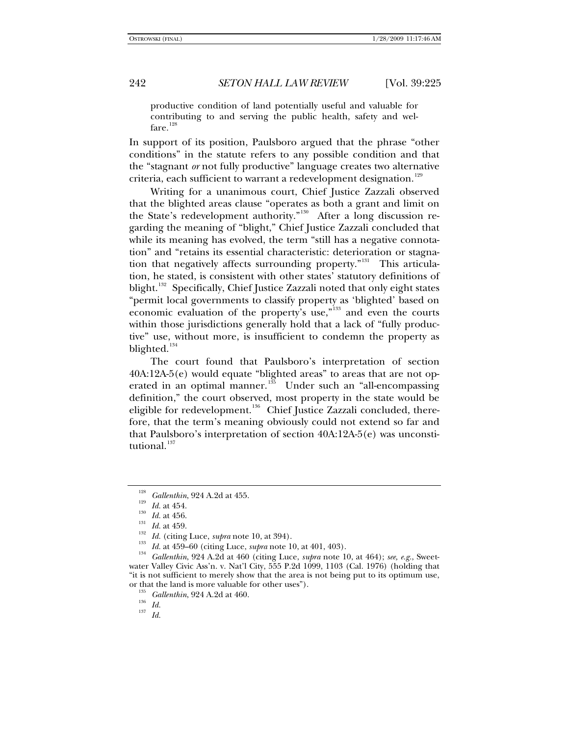productive condition of land potentially useful and valuable for contributing to and serving the public health, safety and welfare.[128]

In support of its position, Paulsboro argued that the phrase "other conditions" in the statute refers to any possible condition and that the "stagnant *or* not fully productive" language creates two alternative criteria, each sufficient to warrant a redevelopment designation.[129]

Writing for a unanimous court, Chief Justice Zazzali observed that the blighted areas clause "operates as both a grant and limit on the State's redevelopment authority."[130] After a long discussion regarding the meaning of "blight," Chief Justice Zazzali concluded that while its meaning has evolved, the term "still has a negative connotation" and "retains its essential characteristic: deterioration or stagnation that negatively affects surrounding property."[131] This articulation, he stated, is consistent with other states' statutory definitions of blight.[132] Specifically, Chief Justice Zazzali noted that only eight states "permit local governments to classify property as 'blighted' based on economic evaluation of the property's use,"[133] and even the courts within those jurisdictions generally hold that a lack of "fully productive" use, without more, is insufficient to condemn the property as blighted.[134]

The court found that Paulsboro's interpretation of section 40A:12A-5(e) would equate "blighted areas" to areas that are not operated in an optimal manner.[135] Under such an "all-encompassing definition," the court observed, most property in the state would be eligible for redevelopment.[136] Chief Justice Zazzali concluded, therefore, that the term's meaning obviously could not extend so far and that Paulsboro's interpretation of section 40A:12A-5(e) was unconstitutional.[137]

---

[128] *Gallenthin*, 924 A.2d at 455.

[129] *Id.* at 454.

[130] *Id.* at 456.

[131] *Id.* at 459.

[132] *Id.* (citing Luce, *supra* note 10, at 394).

[133] *Id.* at 459–60 (citing Luce, *supra* note 10, at 401, 403).

[134] *Gallenthin*, 924 A.2d at 460 (citing Luce, *supra* note 10, at 464); *see, e.g.*, Sweetwater Valley Civic Ass'n. v. Nat'l City, 555 P.2d 1099, 1103 (Cal. 1976) (holding that "it is not sufficient to merely show that the area is not being put to its optimum use, or that the land is more valuable for other uses").

[135] *Gallenthin*, 924 A.2d at 460.

[136] *Id.*

[137] *Id.*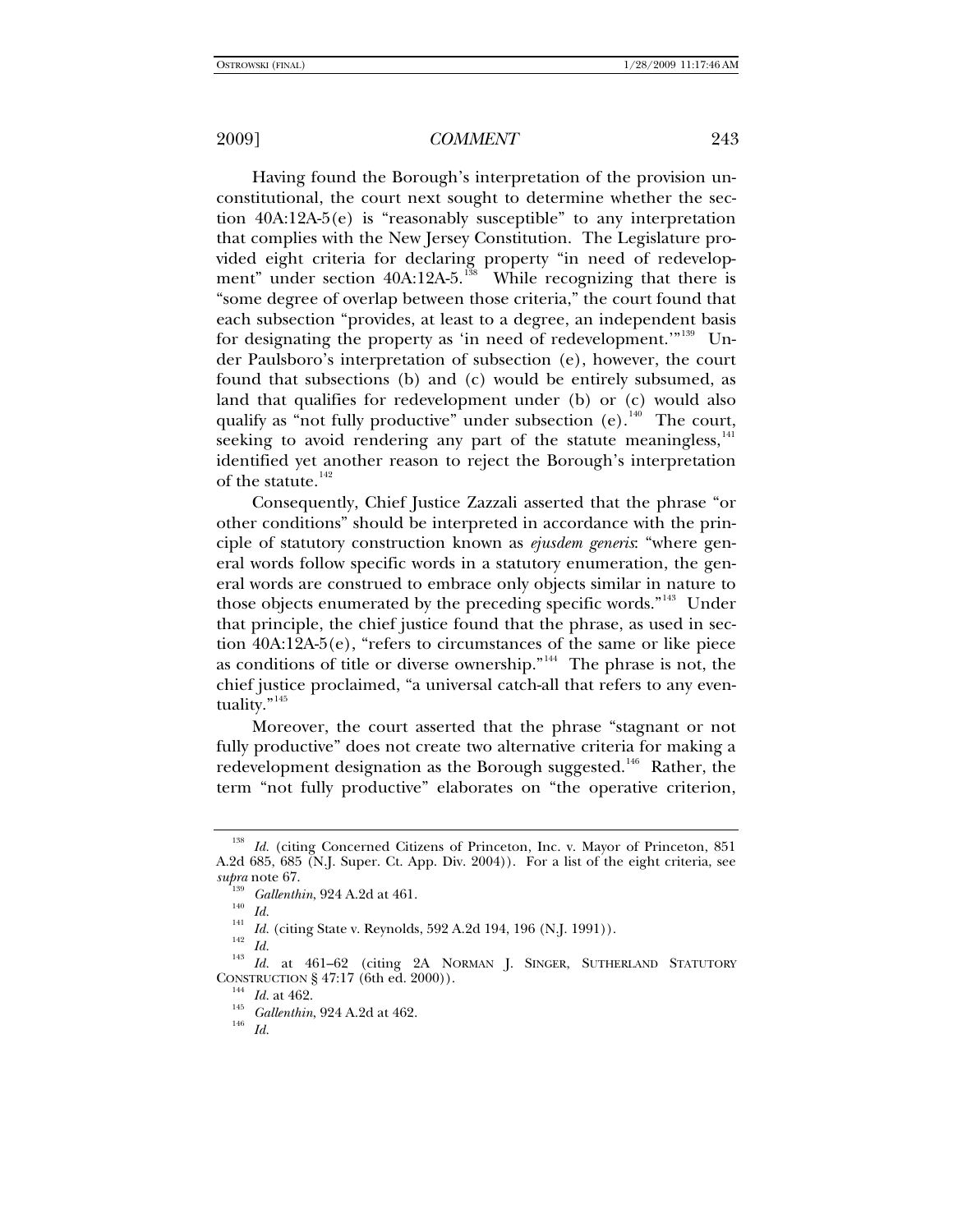Having found the Borough's interpretation of the provision unconstitutional, the court next sought to determine whether the section 40A:12A-5(e) is "reasonably susceptible" to any interpretation that complies with the New Jersey Constitution. The Legislature provided eight criteria for declaring property "in need of redevelopment" under section 40A:12A-5.[138] While recognizing that there is "some degree of overlap between those criteria," the court found that each subsection "provides, at least to a degree, an independent basis for designating the property as 'in need of redevelopment.'"[139] Under Paulsboro's interpretation of subsection (e), however, the court found that subsections (b) and (c) would be entirely subsumed, as land that qualifies for redevelopment under (b) or (c) would also qualify as "not fully productive" under subsection (e).[140] The court, seeking to avoid rendering any part of the statute meaningless,[141] identified yet another reason to reject the Borough's interpretation of the statute.[142]

Consequently, Chief Justice Zazzali asserted that the phrase "or other conditions" should be interpreted in accordance with the principle of statutory construction known as *ejusdem generis*: "where general words follow specific words in a statutory enumeration, the general words are construed to embrace only objects similar in nature to those objects enumerated by the preceding specific words."[143] Under that principle, the chief justice found that the phrase, as used in section 40A:12A-5(e), "refers to circumstances of the same or like piece as conditions of title or diverse ownership."[144] The phrase is not, the chief justice proclaimed, "a universal catch-all that refers to any eventuality."[145]

Moreover, the court asserted that the phrase "stagnant or not fully productive" does not create two alternative criteria for making a redevelopment designation as the Borough suggested.[146] Rather, the term "not fully productive" elaborates on "the operative criterion,

---

[138] *Id.* (citing Concerned Citizens of Princeton, Inc. v. Mayor of Princeton, 851 A.2d 685, 685 (N.J. Super. Ct. App. Div. 2004)). For a list of the eight criteria, see *supra* note 67.

[139] *Gallenthin*, 924 A.2d at 461.

[140] *Id.*

[141] *Id.* (citing State v. Reynolds, 592 A.2d 194, 196 (N.J. 1991)).

[142] *Id.*

[143] *Id.* at 461–62 (citing 2A NORMAN J. SINGER, SUTHERLAND STATUTORY CONSTRUCTION § 47:17 (6th ed. 2000)).

[144] *Id.* at 462.

[145] *Gallenthin*, 924 A.2d at 462.

[146] *Id.*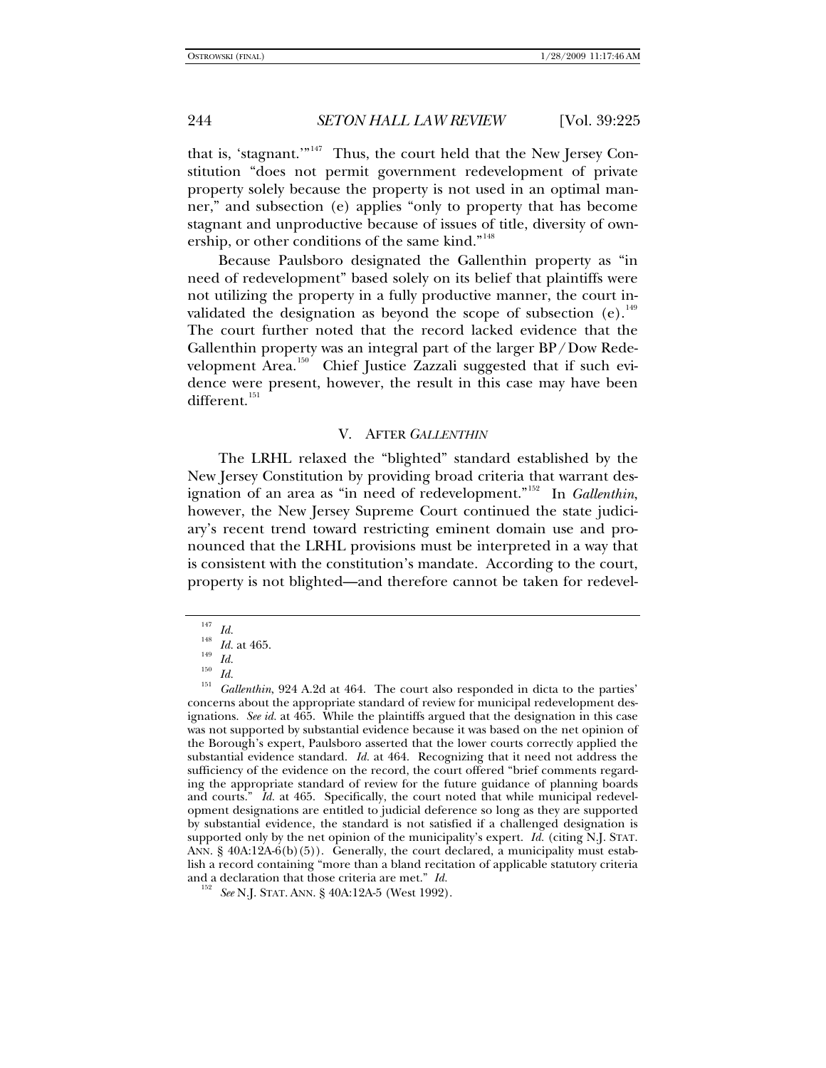that is, 'stagnant.'"[147] Thus, the court held that the New Jersey Constitution "does not permit government redevelopment of private property solely because the property is not used in an optimal manner," and subsection (e) applies "only to property that has become stagnant and unproductive because of issues of title, diversity of ownership, or other conditions of the same kind."[148]

Because Paulsboro designated the Gallenthin property as "in need of redevelopment" based solely on its belief that plaintiffs were not utilizing the property in a fully productive manner, the court invalidated the designation as beyond the scope of subsection (e).[149] The court further noted that the record lacked evidence that the Gallenthin property was an integral part of the larger BP/Dow Redevelopment Area.[150] Chief Justice Zazzali suggested that if such evidence were present, however, the result in this case may have been different.[151]

## V. AFTER *GALLENTHIN*

The LRHL relaxed the "blighted" standard established by the New Jersey Constitution by providing broad criteria that warrant designation of an area as "in need of redevelopment."[152] In *Gallenthin*, however, the New Jersey Supreme Court continued the state judiciary's recent trend toward restricting eminent domain use and pronounced that the LRHL provisions must be interpreted in a way that is consistent with the constitution's mandate. According to the court, property is not blighted—and therefore cannot be taken for redevel-

---

[147] *Id.*

[148] *Id.* at 465.

[149] *Id.*

[150] *Id.*

[151] *Gallenthin*, 924 A.2d at 464. The court also responded in dicta to the parties' concerns about the appropriate standard of review for municipal redevelopment designations. *See id.* at 465. While the plaintiffs argued that the designation in this case was not supported by substantial evidence because it was based on the net opinion of the Borough's expert, Paulsboro asserted that the lower courts correctly applied the substantial evidence standard. *Id.* at 464. Recognizing that it need not address the sufficiency of the evidence on the record, the court offered "brief comments regarding the appropriate standard of review for the future guidance of planning boards and courts." *Id.* at 465. Specifically, the court noted that while municipal redevelopment designations are entitled to judicial deference so long as they are supported by substantial evidence, the standard is not satisfied if a challenged designation is supported only by the net opinion of the municipality's expert. *Id.* (citing N.J. STAT. ANN. § 40A:12A-6(b)(5)). Generally, the court declared, a municipality must establish a record containing "more than a bland recitation of applicable statutory criteria and a declaration that those criteria are met." *Id.*

[152] *See* N.J. STAT. ANN. § 40A:12A-5 (West 1992).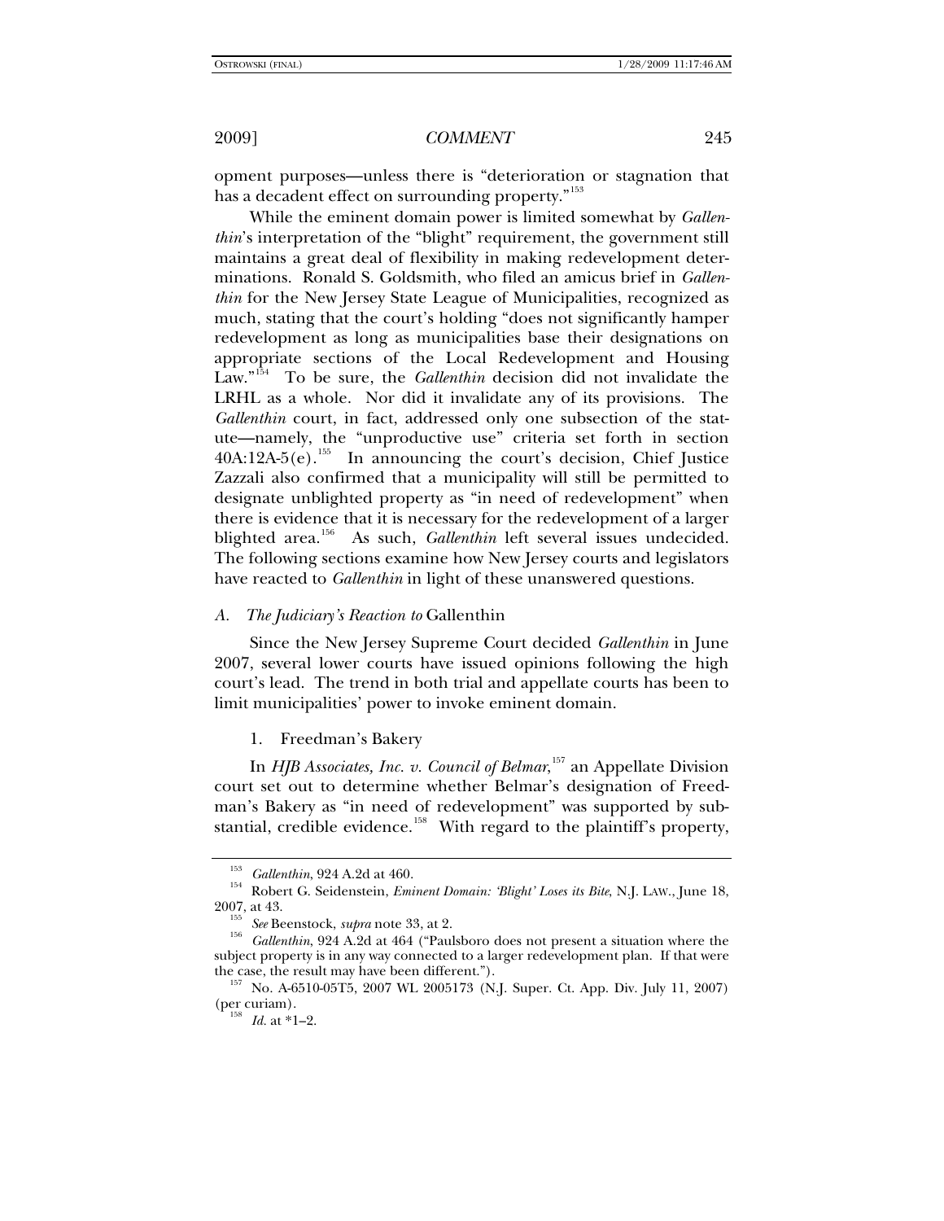opment purposes—unless there is "deterioration or stagnation that has a decadent effect on surrounding property."[153]

While the eminent domain power is limited somewhat by *Gallenthin*'s interpretation of the "blight" requirement, the government still maintains a great deal of flexibility in making redevelopment determinations. Ronald S. Goldsmith, who filed an amicus brief in *Gallenthin* for the New Jersey State League of Municipalities, recognized as much, stating that the court's holding "does not significantly hamper redevelopment as long as municipalities base their designations on appropriate sections of the Local Redevelopment and Housing Law."[154] To be sure, the *Gallenthin* decision did not invalidate the LRHL as a whole. Nor did it invalidate any of its provisions. The *Gallenthin* court, in fact, addressed only one subsection of the statute—namely, the "unproductive use" criteria set forth in section 40A:12A-5(e).[155] In announcing the court's decision, Chief Justice Zazzali also confirmed that a municipality will still be permitted to designate unblighted property as "in need of redevelopment" when there is evidence that it is necessary for the redevelopment of a larger blighted area.[156] As such, *Gallenthin* left several issues undecided. The following sections examine how New Jersey courts and legislators have reacted to *Gallenthin* in light of these unanswered questions.

### *A. The Judiciary's Reaction to* Gallenthin

Since the New Jersey Supreme Court decided *Gallenthin* in June 2007, several lower courts have issued opinions following the high court's lead. The trend in both trial and appellate courts has been to limit municipalities' power to invoke eminent domain.

#### 1. Freedman's Bakery

In *HJB Associates, Inc. v. Council of Belmar*,[157] an Appellate Division court set out to determine whether Belmar's designation of Freedman's Bakery as "in need of redevelopment" was supported by substantial, credible evidence.[158] With regard to the plaintiff's property,

---

[153] *Gallenthin*, 924 A.2d at 460.

[154] Robert G. Seidenstein, *Eminent Domain: 'Blight' Loses its Bite*, N.J. LAW., June 18, 2007, at 43.

[155] *See* Beenstock, *supra* note 33, at 2.

[156] *Gallenthin*, 924 A.2d at 464 ("Paulsboro does not present a situation where the subject property is in any way connected to a larger redevelopment plan. If that were the case, the result may have been different.").

[157] No. A-6510-05T5, 2007 WL 2005173 (N.J. Super. Ct. App. Div. July 11, 2007) (per curiam).

[158] *Id.* at *1–2.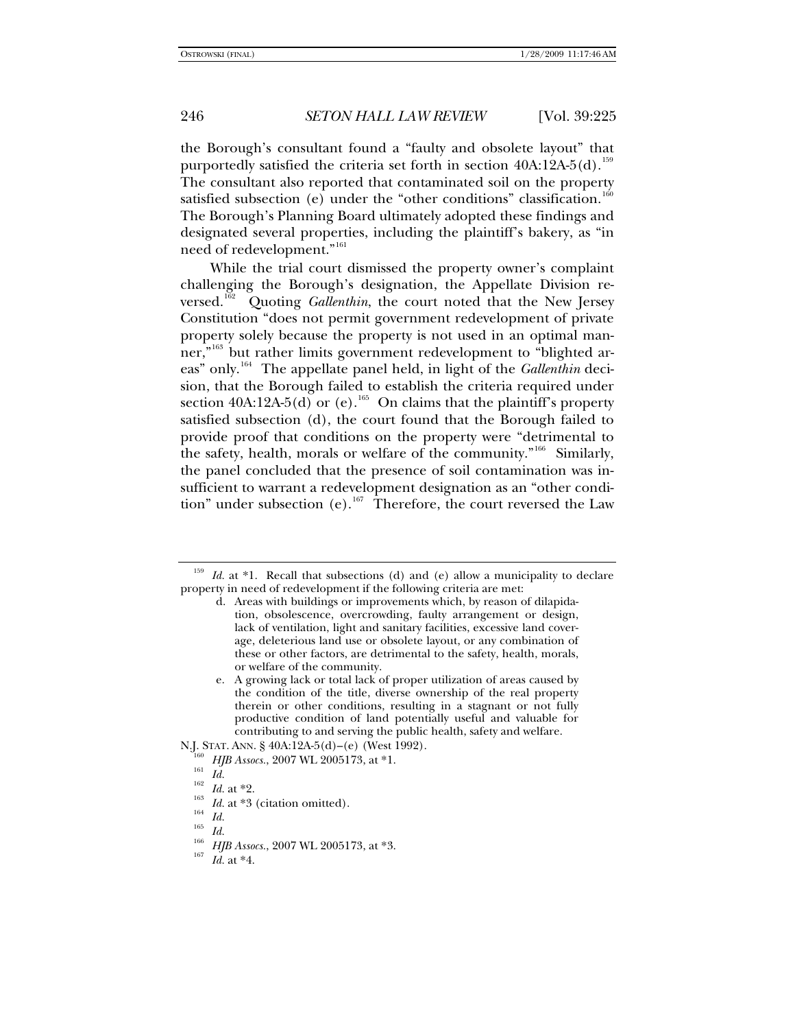the Borough's consultant found a "faulty and obsolete layout" that purportedly satisfied the criteria set forth in section 40A:12A-5(d).[159] The consultant also reported that contaminated soil on the property satisfied subsection (e) under the "other conditions" classification.[160] The Borough's Planning Board ultimately adopted these findings and designated several properties, including the plaintiff's bakery, as "in need of redevelopment."[161]

While the trial court dismissed the property owner's complaint challenging the Borough's designation, the Appellate Division reversed.[162] Quoting *Gallenthin*, the court noted that the New Jersey Constitution "does not permit government redevelopment of private property solely because the property is not used in an optimal manner,"[163] but rather limits government redevelopment to "blighted areas" only.[164] The appellate panel held, in light of the *Gallenthin* decision, that the Borough failed to establish the criteria required under section 40A:12A-5(d) or (e).[165] On claims that the plaintiff's property satisfied subsection (d), the court found that the Borough failed to provide proof that conditions on the property were "detrimental to the safety, health, morals or welfare of the community."[166] Similarly, the panel concluded that the presence of soil contamination was insufficient to warrant a redevelopment designation as an "other condition" under subsection (e).[167] Therefore, the court reversed the Law

---

[159] *Id.* at *1. Recall that subsections (d) and (e) allow a municipality to declare property in need of redevelopment if the following criteria are met:

> d. Areas with buildings or improvements which, by reason of dilapidation, obsolescence, overcrowding, faulty arrangement or design, lack of ventilation, light and sanitary facilities, excessive land coverage, deleterious land use or obsolete layout, or any combination of these or other factors, are detrimental to the safety, health, morals, or welfare of the community.
>
> e. A growing lack or total lack of proper utilization of areas caused by the condition of the title, diverse ownership of the real property therein or other conditions, resulting in a stagnant or not fully productive condition of land potentially useful and valuable for contributing to and serving the public health, safety and welfare.

N.J. STAT. ANN. § 40A:12A-5(d)–(e) (West 1992).

[160] *HJB Assocs.*, 2007 WL 2005173, at *1.

[161] *Id.*

[162] *Id.* at *2.

[163] *Id.* at *3 (citation omitted).

[164] *Id.*

[165] *Id.*

[166] *HJB Assocs.*, 2007 WL 2005173, at *3.

[167] *Id.* at *4.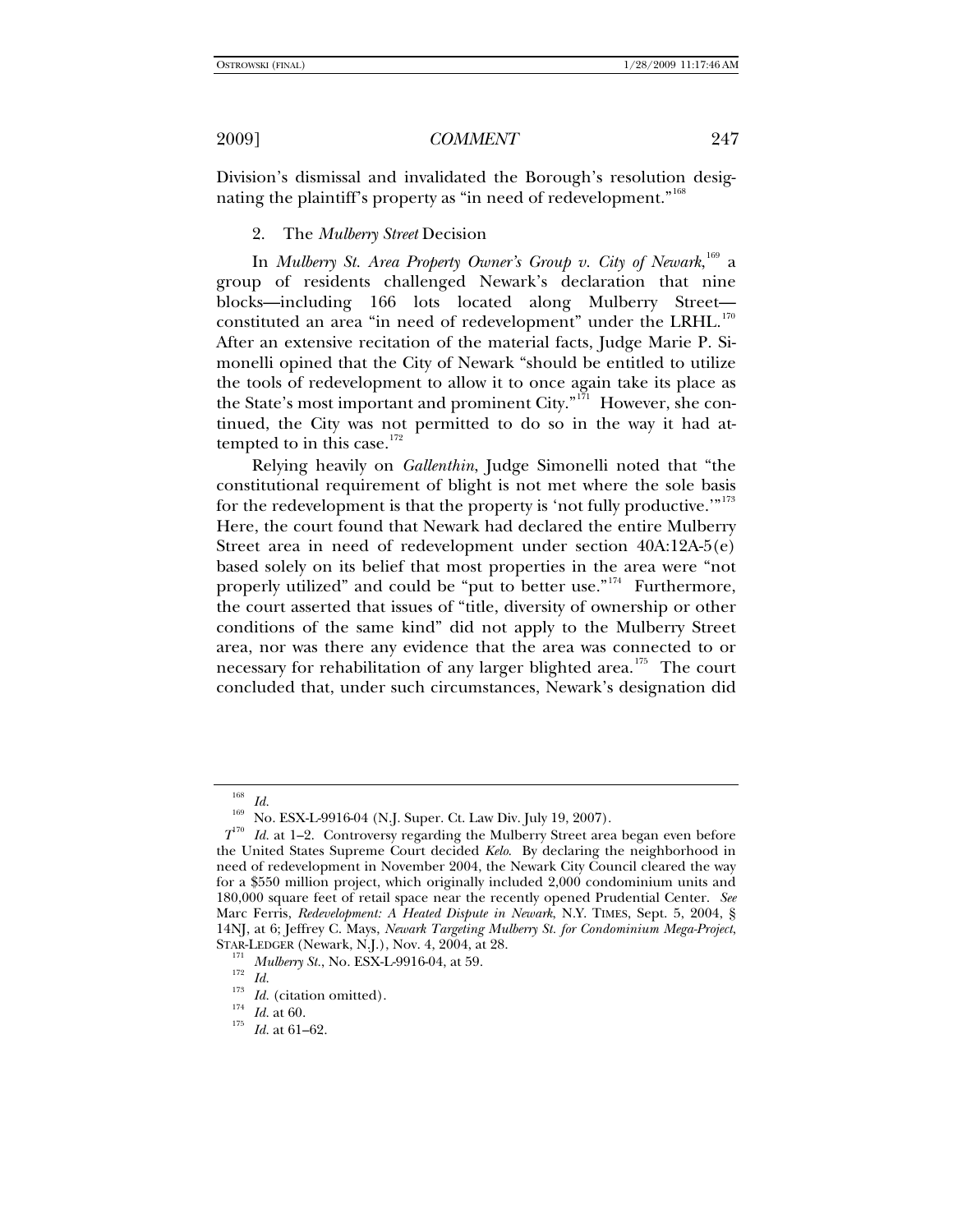Division's dismissal and invalidated the Borough's resolution designating the plaintiff's property as "in need of redevelopment."[168]

### 2. The *Mulberry Street* Decision

In *Mulberry St. Area Property Owner's Group v. City of Newark*,[169] a group of residents challenged Newark's declaration that nine blocks—including 166 lots located along Mulberry Street—constituted an area "in need of redevelopment" under the LRHL.[170] After an extensive recitation of the material facts, Judge Marie P. Simonelli opined that the City of Newark "should be entitled to utilize the tools of redevelopment to allow it to once again take its place as the State's most important and prominent City."[171] However, she continued, the City was not permitted to do so in the way it had attempted to in this case.[172]

Relying heavily on *Gallenthin*, Judge Simonelli noted that "the constitutional requirement of blight is not met where the sole basis for the redevelopment is that the property is 'not fully productive.'"[173] Here, the court found that Newark had declared the entire Mulberry Street area in need of redevelopment under section 40A:12A-5(e) based solely on its belief that most properties in the area were "not properly utilized" and could be "put to better use."[174] Furthermore, the court asserted that issues of "title, diversity of ownership or other conditions of the same kind" did not apply to the Mulberry Street area, nor was there any evidence that the area was connected to or necessary for rehabilitation of any larger blighted area.[175] The court concluded that, under such circumstances, Newark's designation did

---

[168] *Id.*

[169] No. ESX-L-9916-04 (N.J. Super. Ct. Law Div. July 19, 2007).

[170] *Id.* at 1–2. Controversy regarding the Mulberry Street area began even before the United States Supreme Court decided *Kelo*. By declaring the neighborhood in need of redevelopment in November 2004, the Newark City Council cleared the way for a $550 million project, which originally included 2,000 condominium units and 180,000 square feet of retail space near the recently opened Prudential Center. *See* Marc Ferris, *Redevelopment: A Heated Dispute in Newark*, N.Y. TIMES, Sept. 5, 2004, § 14NJ, at 6; Jeffrey C. Mays, *Newark Targeting Mulberry St. for Condominium Mega-Project*, STAR-LEDGER (Newark, N.J.), Nov. 4, 2004, at 28.

[171] *Mulberry St.*, No. ESX-L-9916-04, at 59.

[172] *Id.*

[173] *Id.* (citation omitted).

[174] *Id.* at 60.

[175] *Id.* at 61–62.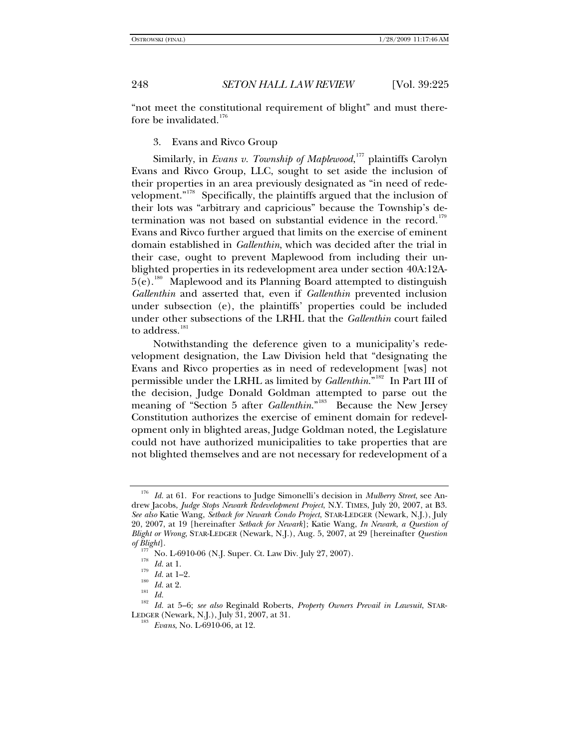"not meet the constitutional requirement of blight" and must therefore be invalidated.[176]

3. Evans and Rivco Group

Similarly, in *Evans v. Township of Maplewood*,[177] plaintiffs Carolyn Evans and Rivco Group, LLC, sought to set aside the inclusion of their properties in an area previously designated as "in need of redevelopment."[178] Specifically, the plaintiffs argued that the inclusion of their lots was "arbitrary and capricious" because the Township's determination was not based on substantial evidence in the record.[179] Evans and Rivco further argued that limits on the exercise of eminent domain established in *Gallenthin*, which was decided after the trial in their case, ought to prevent Maplewood from including their unblighted properties in its redevelopment area under section 40A:12A-5(e).[180] Maplewood and its Planning Board attempted to distinguish *Gallenthin* and asserted that, even if *Gallenthin* prevented inclusion under subsection (e), the plaintiffs' properties could be included under other subsections of the LRHL that the *Gallenthin* court failed to address.[181]

Notwithstanding the deference given to a municipality's redevelopment designation, the Law Division held that "designating the Evans and Rivco properties as in need of redevelopment [was] not permissible under the LRHL as limited by *Gallenthin*."[182] In Part III of the decision, Judge Donald Goldman attempted to parse out the meaning of "Section 5 after *Gallenthin*."[183] Because the New Jersey Constitution authorizes the exercise of eminent domain for redevelopment only in blighted areas, Judge Goldman noted, the Legislature could not have authorized municipalities to take properties that are not blighted themselves and are not necessary for redevelopment of a

---

[176] *Id.* at 61. For reactions to Judge Simonelli's decision in *Mulberry Street*, see Andrew Jacobs, *Judge Stops Newark Redevelopment Project*, N.Y. TIMES, July 20, 2007, at B3. *See also* Katie Wang, *Setback for Newark Condo Project*, STAR-LEDGER (Newark, N.J.), July 20, 2007, at 19 [hereinafter *Setback for Newark*]; Katie Wang, *In Newark, a Question of Blight or Wrong*, STAR-LEDGER (Newark, N.J.), Aug. 5, 2007, at 29 [hereinafter *Question of Blight*].

[177] No. L-6910-06 (N.J. Super. Ct. Law Div. July 27, 2007).

[178] *Id.* at 1.

[179] *Id.* at 1–2.

[180] *Id.* at 2.

[181] *Id.*

[182] *Id.* at 5–6; *see also* Reginald Roberts, *Property Owners Prevail in Lawsuit*, STAR-LEDGER (Newark, N.J.), July 31, 2007, at 31.

[183] *Evans*, No. L-6910-06, at 12.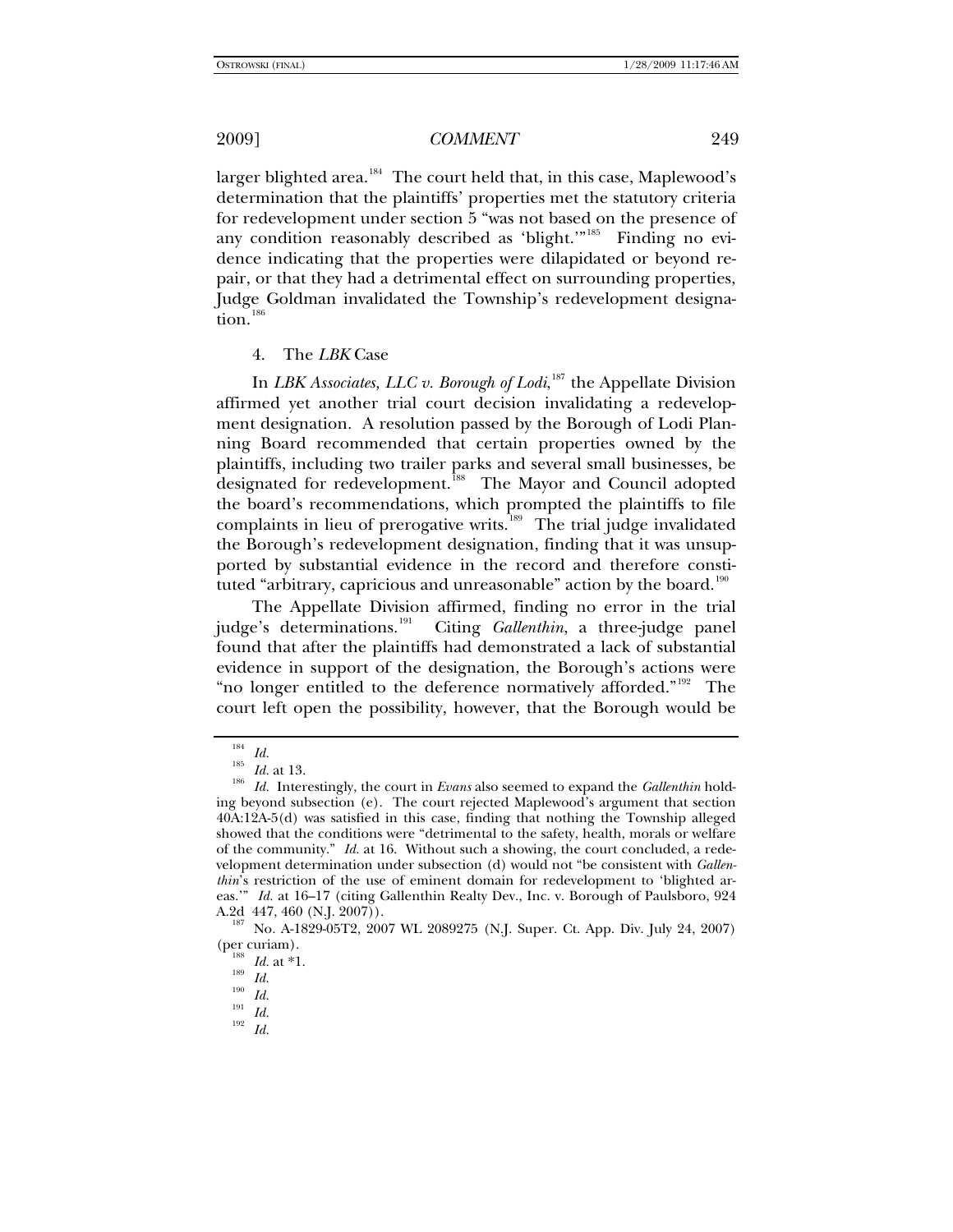larger blighted area.[184] The court held that, in this case, Maplewood's determination that the plaintiffs' properties met the statutory criteria for redevelopment under section 5 "was not based on the presence of any condition reasonably described as 'blight.'"[185] Finding no evidence indicating that the properties were dilapidated or beyond repair, or that they had a detrimental effect on surrounding properties, Judge Goldman invalidated the Township's redevelopment designation.[186]

### 4. The *LBK* Case

In *LBK Associates, LLC v. Borough of Lodi*,[187] the Appellate Division affirmed yet another trial court decision invalidating a redevelopment designation. A resolution passed by the Borough of Lodi Planning Board recommended that certain properties owned by the plaintiffs, including two trailer parks and several small businesses, be designated for redevelopment.[188] The Mayor and Council adopted the board's recommendations, which prompted the plaintiffs to file complaints in lieu of prerogative writs.[189] The trial judge invalidated the Borough's redevelopment designation, finding that it was unsupported by substantial evidence in the record and therefore constituted "arbitrary, capricious and unreasonable" action by the board.[190]

The Appellate Division affirmed, finding no error in the trial judge's determinations.[191] Citing *Gallenthin*, a three-judge panel found that after the plaintiffs had demonstrated a lack of substantial evidence in support of the designation, the Borough's actions were "no longer entitled to the deference normatively afforded."[192] The court left open the possibility, however, that the Borough would be

---

[184] *Id.*

[185] *Id.* at 13.

[186] *Id.* Interestingly, the court in *Evans* also seemed to expand the *Gallenthin* holding beyond subsection (e). The court rejected Maplewood's argument that section 40A:12A-5(d) was satisfied in this case, finding that nothing the Township alleged showed that the conditions were "detrimental to the safety, health, morals or welfare of the community." *Id.* at 16. Without such a showing, the court concluded, a redevelopment determination under subsection (d) would not "be consistent with *Gallenthin*'s restriction of the use of eminent domain for redevelopment to 'blighted areas.'" *Id.* at 16–17 (citing Gallenthin Realty Dev., Inc. v. Borough of Paulsboro, 924 A.2d 447, 460 (N.J. 2007)).

[187] No. A-1829-05T2, 2007 WL 2089275 (N.J. Super. Ct. App. Div. July 24, 2007) (per curiam).

[188] *Id.* at *1.

[189] *Id.*

[190] *Id.*

[191] *Id.*

[192] *Id.*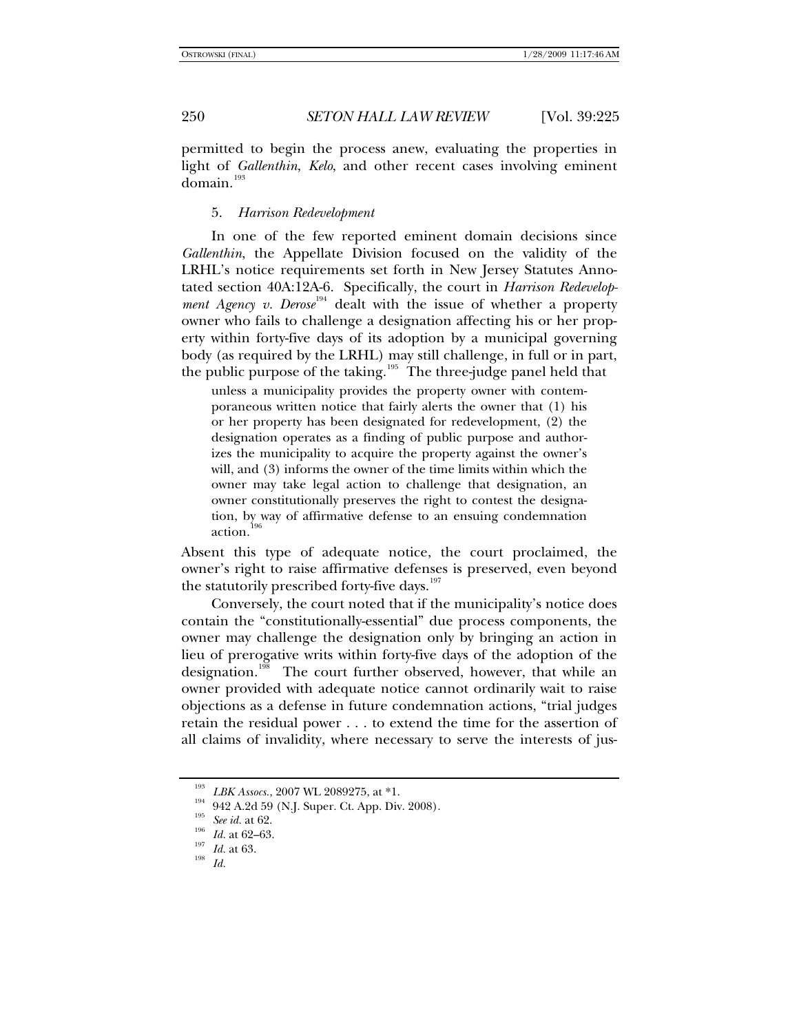permitted to begin the process anew, evaluating the properties in light of *Gallenthin*, *Kelo*, and other recent cases involving eminent domain.[193]

### 5. *Harrison Redevelopment*

In one of the few reported eminent domain decisions since *Gallenthin*, the Appellate Division focused on the validity of the LRHL's notice requirements set forth in New Jersey Statutes Annotated section 40A:12A-6. Specifically, the court in *Harrison Redevelopment Agency v. Derose*[194] dealt with the issue of whether a property owner who fails to challenge a designation affecting his or her property within forty-five days of its adoption by a municipal governing body (as required by the LRHL) may still challenge, in full or in part, the public purpose of the taking.[195] The three-judge panel held that

> unless a municipality provides the property owner with contemporaneous written notice that fairly alerts the owner that (1) his or her property has been designated for redevelopment, (2) the designation operates as a finding of public purpose and authorizes the municipality to acquire the property against the owner's will, and (3) informs the owner of the time limits within which the owner may take legal action to challenge that designation, an owner constitutionally preserves the right to contest the designation, by way of affirmative defense to an ensuing condemnation action.[196]

Absent this type of adequate notice, the court proclaimed, the owner's right to raise affirmative defenses is preserved, even beyond the statutorily prescribed forty-five days.[197]

Conversely, the court noted that if the municipality's notice does contain the "constitutionally-essential" due process components, the owner may challenge the designation only by bringing an action in lieu of prerogative writs within forty-five days of the adoption of the designation.[198] The court further observed, however, that while an owner provided with adequate notice cannot ordinarily wait to raise objections as a defense in future condemnation actions, "trial judges retain the residual power . . . to extend the time for the assertion of all claims of invalidity, where necessary to serve the interests of jus-

---

[193] *LBK Assocs.*, 2007 WL 2089275, at *1.

[194] 942 A.2d 59 (N.J. Super. Ct. App. Div. 2008).

[195] *See id.* at 62.

[196] *Id.* at 62–63.

[197] *Id.* at 63.

[198] *Id.*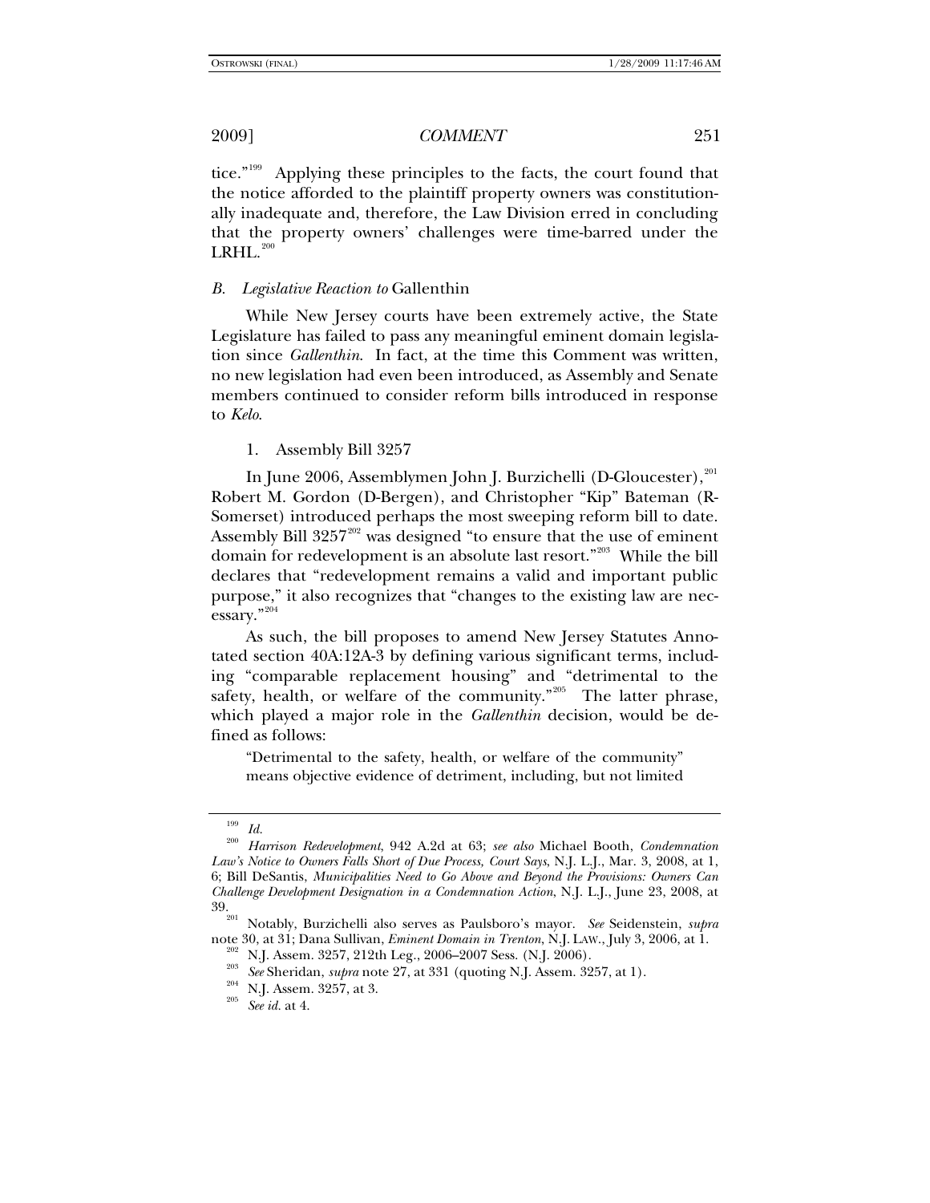tice."[199] Applying these principles to the facts, the court found that the notice afforded to the plaintiff property owners was constitutionally inadequate and, therefore, the Law Division erred in concluding that the property owners' challenges were time-barred under the LRHL.[200]

### *B. Legislative Reaction to* Gallenthin

While New Jersey courts have been extremely active, the State Legislature has failed to pass any meaningful eminent domain legislation since *Gallenthin*. In fact, at the time this Comment was written, no new legislation had even been introduced, as Assembly and Senate members continued to consider reform bills introduced in response to *Kelo*.

#### 1. Assembly Bill 3257

In June 2006, Assemblymen John J. Burzichelli (D-Gloucester),[201] Robert M. Gordon (D-Bergen), and Christopher "Kip" Bateman (R-Somerset) introduced perhaps the most sweeping reform bill to date. Assembly Bill 3257[202] was designed "to ensure that the use of eminent domain for redevelopment is an absolute last resort."[203] While the bill declares that "redevelopment remains a valid and important public purpose," it also recognizes that "changes to the existing law are necessary."[204]

As such, the bill proposes to amend New Jersey Statutes Annotated section 40A:12A-3 by defining various significant terms, including "comparable replacement housing" and "detrimental to the safety, health, or welfare of the community."[205] The latter phrase, which played a major role in the *Gallenthin* decision, would be defined as follows:

> "Detrimental to the safety, health, or welfare of the community" means objective evidence of detriment, including, but not limited

---

[199] *Id.*

[200] *Harrison Redevelopment*, 942 A.2d at 63; *see also* Michael Booth, *Condemnation Law's Notice to Owners Falls Short of Due Process, Court Says*, N.J. L.J., Mar. 3, 2008, at 1, 6; Bill DeSantis, *Municipalities Need to Go Above and Beyond the Provisions: Owners Can Challenge Development Designation in a Condemnation Action*, N.J. L.J., June 23, 2008, at 39.

[201] Notably, Burzichelli also serves as Paulsboro's mayor. *See* Seidenstein, *supra* note 30, at 31; Dana Sullivan, *Eminent Domain in Trenton*, N.J. LAW., July 3, 2006, at 1.

[202] N.J. Assem. 3257, 212th Leg., 2006–2007 Sess. (N.J. 2006).

[203] *See* Sheridan, *supra* note 27, at 331 (quoting N.J. Assem. 3257, at 1).

[204] N.J. Assem. 3257, at 3.

[205] *See id.* at 4.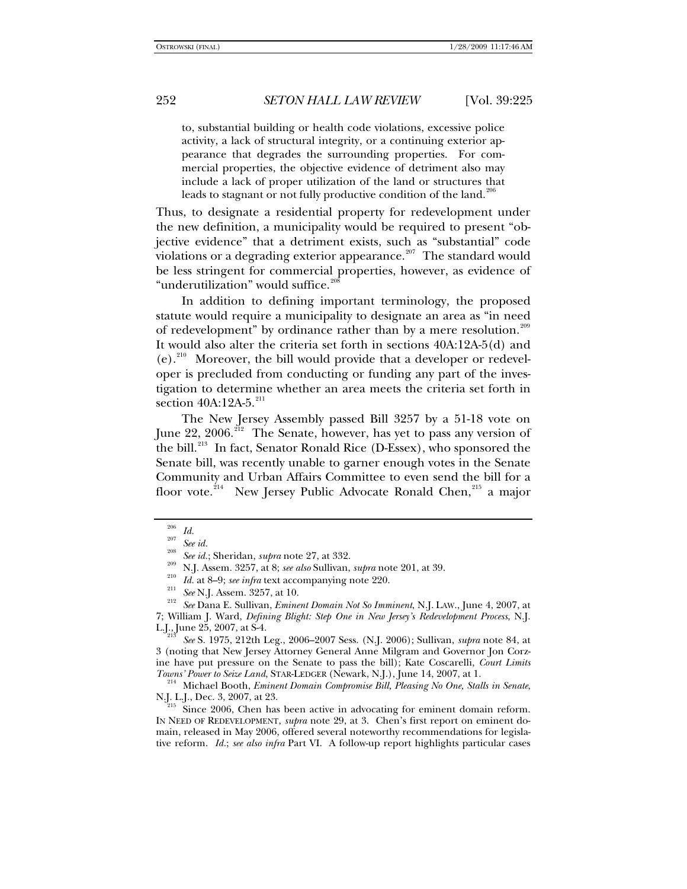to, substantial building or health code violations, excessive police activity, a lack of structural integrity, or a continuing exterior appearance that degrades the surrounding properties. For commercial properties, the objective evidence of detriment also may include a lack of proper utilization of the land or structures that leads to stagnant or not fully productive condition of the land.[206]

Thus, to designate a residential property for redevelopment under the new definition, a municipality would be required to present "objective evidence" that a detriment exists, such as "substantial" code violations or a degrading exterior appearance.[207] The standard would be less stringent for commercial properties, however, as evidence of "underutilization" would suffice.[208]

In addition to defining important terminology, the proposed statute would require a municipality to designate an area as "in need of redevelopment" by ordinance rather than by a mere resolution.[209] It would also alter the criteria set forth in sections 40A:12A-5(d) and (e).[210] Moreover, the bill would provide that a developer or redeveloper is precluded from conducting or funding any part of the investigation to determine whether an area meets the criteria set forth in section 40A:12A-5.[211]

The New Jersey Assembly passed Bill 3257 by a 51-18 vote on June 22, 2006.[212] The Senate, however, has yet to pass any version of the bill.[213] In fact, Senator Ronald Rice (D-Essex), who sponsored the Senate bill, was recently unable to garner enough votes in the Senate Community and Urban Affairs Committee to even send the bill for a floor vote.[214] New Jersey Public Advocate Ronald Chen,[215] a major

---

[206] *Id.*

[207] *See id.*

[208] *See id.*; Sheridan, *supra* note 27, at 332.

[209] N.J. Assem. 3257, at 8; *see also* Sullivan, *supra* note 201, at 39.

[210] *Id.* at 8–9; *see infra* text accompanying note 220.

[211] *See* N.J. Assem. 3257, at 10.

[212] *See* Dana E. Sullivan, *Eminent Domain Not So Imminent*, N.J. LAW., June 4, 2007, at 7; William J. Ward, *Defining Blight: Step One in New Jersey's Redevelopment Process*, N.J. L.J., June 25, 2007, at S-4.

[213] *See* S. 1975, 212th Leg., 2006–2007 Sess. (N.J. 2006); Sullivan, *supra* note 84, at 3 (noting that New Jersey Attorney General Anne Milgram and Governor Jon Corzine have put pressure on the Senate to pass the bill); Kate Coscarelli, *Court Limits Towns' Power to Seize Land*, STAR-LEDGER (Newark, N.J.), June 14, 2007, at 1.

[214] Michael Booth, *Eminent Domain Compromise Bill, Pleasing No One, Stalls in Senate*, N.J. L.J., Dec. 3, 2007, at 23.

[215] Since 2006, Chen has been active in advocating for eminent domain reform. IN NEED OF REDEVELOPMENT, *supra* note 29, at 3. Chen's first report on eminent domain, released in May 2006, offered several noteworthy recommendations for legislative reform. *Id.*; *see also infra* Part VI. A follow-up report highlights particular cases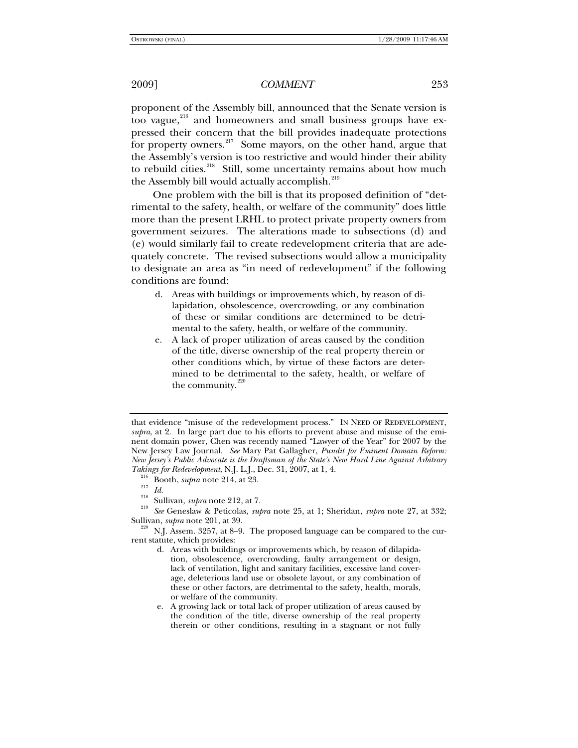proponent of the Assembly bill, announced that the Senate version is too vague,[216] and homeowners and small business groups have expressed their concern that the bill provides inadequate protections for property owners.[217] Some mayors, on the other hand, argue that the Assembly's version is too restrictive and would hinder their ability to rebuild cities.[218] Still, some uncertainty remains about how much the Assembly bill would actually accomplish.[219]

One problem with the bill is that its proposed definition of "detrimental to the safety, health, or welfare of the community" does little more than the present LRHL to protect private property owners from government seizures. The alterations made to subsections (d) and (e) would similarly fail to create redevelopment criteria that are adequately concrete. The revised subsections would allow a municipality to designate an area as "in need of redevelopment" if the following conditions are found:

> d. Areas with buildings or improvements which, by reason of dilapidation, obsolescence, overcrowding, or any combination of these or similar conditions are determined to be detrimental to the safety, health, or welfare of the community.
>
> e. A lack of proper utilization of areas caused by the condition of the title, diverse ownership of the real property therein or other conditions which, by virtue of these factors are determined to be detrimental to the safety, health, or welfare of the community.[220]

---

that evidence "misuse of the redevelopment process." IN NEED OF REDEVELOPMENT, *supra*, at 2. In large part due to his efforts to prevent abuse and misuse of the eminent domain power, Chen was recently named "Lawyer of the Year" for 2007 by the New Jersey Law Journal. *See* Mary Pat Gallagher, *Pundit for Eminent Domain Reform: New Jersey's Public Advocate is the Draftsman of the State's New Hard Line Against Arbitrary Takings for Redevelopment*, N.J. L.J., Dec. 31, 2007, at 1, 4.

[216] Booth, *supra* note 214, at 23.

[217] *Id.*

[218] Sullivan, *supra* note 212, at 7.

[219] *See* Geneslaw & Peticolas, *supra* note 25, at 1; Sheridan, *supra* note 27, at 332; Sullivan, *supra* note 201, at 39.

[220] N.J. Assem. 3257, at 8–9. The proposed language can be compared to the current statute, which provides:

> d. Areas with buildings or improvements which, by reason of dilapidation, obsolescence, overcrowding, faulty arrangement or design, lack of ventilation, light and sanitary facilities, excessive land coverage, deleterious land use or obsolete layout, or any combination of these or other factors, are detrimental to the safety, health, morals, or welfare of the community.
>
> e. A growing lack or total lack of proper utilization of areas caused by the condition of the title, diverse ownership of the real property therein or other conditions, resulting in a stagnant or not fully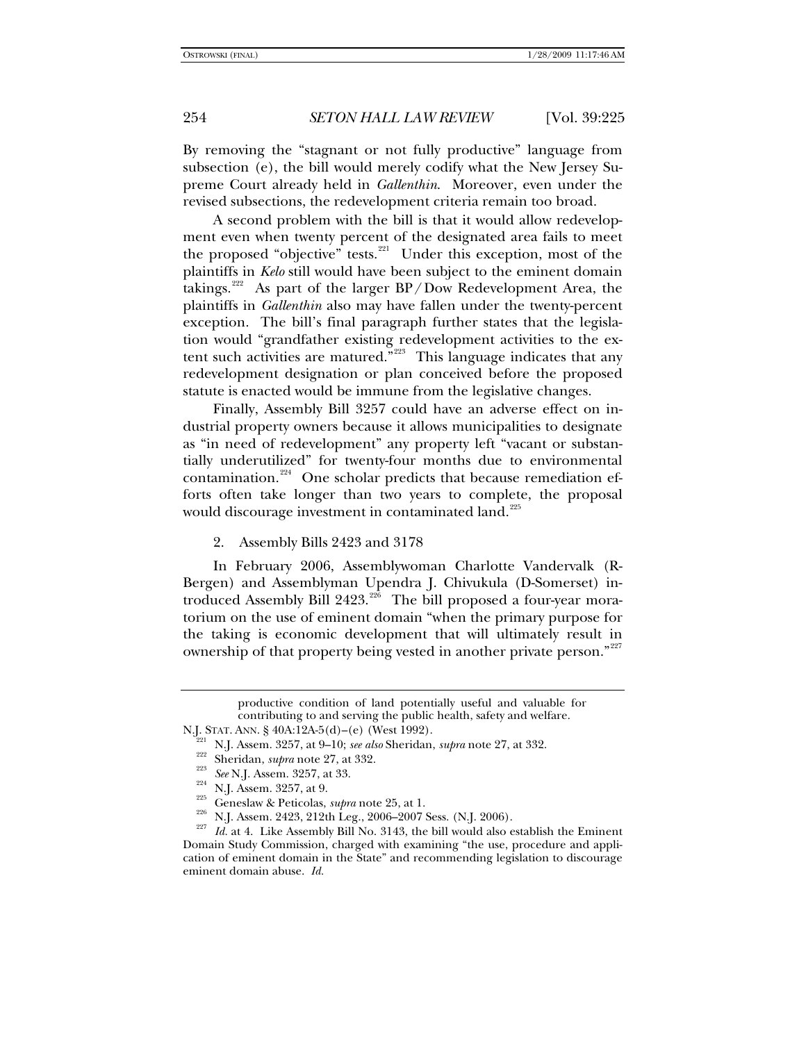By removing the "stagnant or not fully productive" language from subsection (e), the bill would merely codify what the New Jersey Supreme Court already held in *Gallenthin*. Moreover, even under the revised subsections, the redevelopment criteria remain too broad.

A second problem with the bill is that it would allow redevelopment even when twenty percent of the designated area fails to meet the proposed "objective" tests.[221] Under this exception, most of the plaintiffs in *Kelo* still would have been subject to the eminent domain takings.[222] As part of the larger BP/Dow Redevelopment Area, the plaintiffs in *Gallenthin* also may have fallen under the twenty-percent exception. The bill's final paragraph further states that the legislation would "grandfather existing redevelopment activities to the extent such activities are matured."[223] This language indicates that any redevelopment designation or plan conceived before the proposed statute is enacted would be immune from the legislative changes.

Finally, Assembly Bill 3257 could have an adverse effect on industrial property owners because it allows municipalities to designate as "in need of redevelopment" any property left "vacant or substantially underutilized" for twenty-four months due to environmental contamination.[224] One scholar predicts that because remediation efforts often take longer than two years to complete, the proposal would discourage investment in contaminated land.[225]

### 2. Assembly Bills 2423 and 3178

In February 2006, Assemblywoman Charlotte Vandervalk (R-Bergen) and Assemblyman Upendra J. Chivukula (D-Somerset) introduced Assembly Bill 2423.[226] The bill proposed a four-year moratorium on the use of eminent domain "when the primary purpose for the taking is economic development that will ultimately result in ownership of that property being vested in another private person."[227]

---

> productive condition of land potentially useful and valuable for contributing to and serving the public health, safety and welfare.

N.J. STAT. ANN. § 40A:12A-5(d)–(e) (West 1992).

[221] N.J. Assem. 3257, at 9–10; *see also* Sheridan, *supra* note 27, at 332.

[222] Sheridan, *supra* note 27, at 332.

[223] *See* N.J. Assem. 3257, at 33.

[224] N.J. Assem. 3257, at 9.

[225] Geneslaw & Peticolas, *supra* note 25, at 1.

[226] N.J. Assem. 2423, 212th Leg., 2006–2007 Sess. (N.J. 2006).

[227] *Id.* at 4. Like Assembly Bill No. 3143, the bill would also establish the Eminent Domain Study Commission, charged with examining "the use, procedure and application of eminent domain in the State" and recommending legislation to discourage eminent domain abuse. *Id.*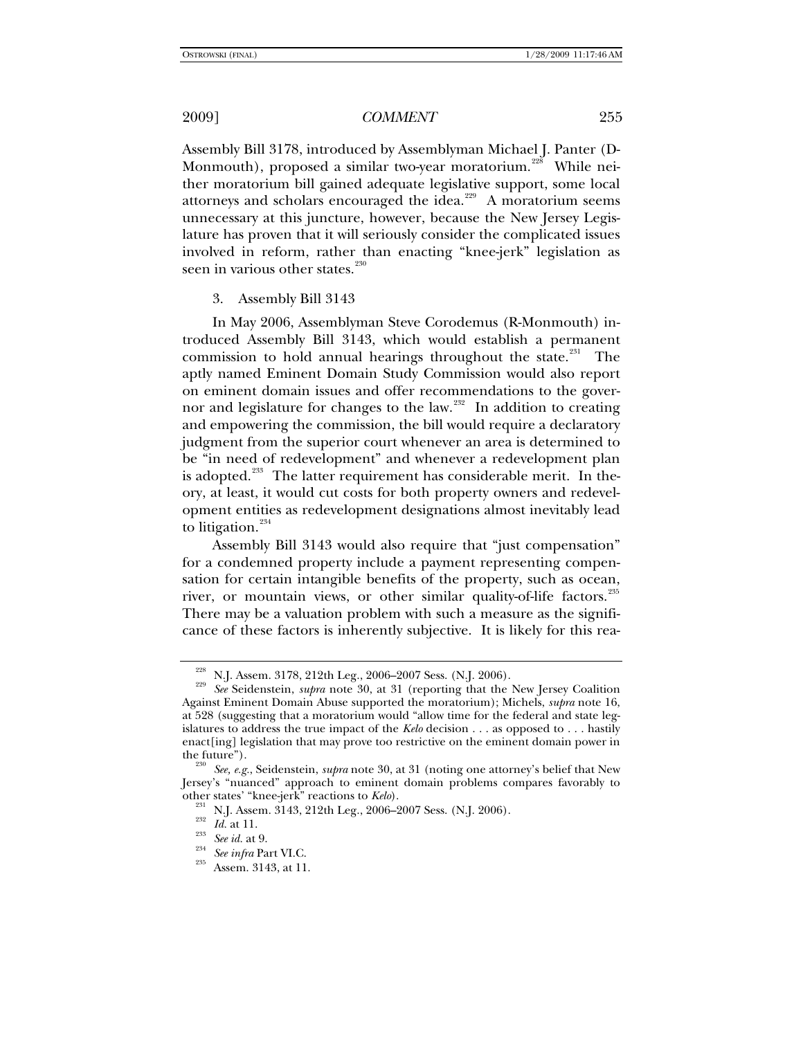Assembly Bill 3178, introduced by Assemblyman Michael J. Panter (D-Monmouth), proposed a similar two-year moratorium.[228] While neither moratorium bill gained adequate legislative support, some local attorneys and scholars encouraged the idea.[229] A moratorium seems unnecessary at this juncture, however, because the New Jersey Legislature has proven that it will seriously consider the complicated issues involved in reform, rather than enacting "knee-jerk" legislation as seen in various other states.[230]

3. Assembly Bill 3143

In May 2006, Assemblyman Steve Corodemus (R-Monmouth) introduced Assembly Bill 3143, which would establish a permanent commission to hold annual hearings throughout the state.[231] The aptly named Eminent Domain Study Commission would also report on eminent domain issues and offer recommendations to the governor and legislature for changes to the law.[232] In addition to creating and empowering the commission, the bill would require a declaratory judgment from the superior court whenever an area is determined to be "in need of redevelopment" and whenever a redevelopment plan is adopted.[233] The latter requirement has considerable merit. In theory, at least, it would cut costs for both property owners and redevelopment entities as redevelopment designations almost inevitably lead to litigation.[234]

Assembly Bill 3143 would also require that "just compensation" for a condemned property include a payment representing compensation for certain intangible benefits of the property, such as ocean, river, or mountain views, or other similar quality-of-life factors.[235] There may be a valuation problem with such a measure as the significance of these factors is inherently subjective. It is likely for this rea-

---

[228] N.J. Assem. 3178, 212th Leg., 2006–2007 Sess. (N.J. 2006).

[229] *See* Seidenstein, *supra* note 30, at 31 (reporting that the New Jersey Coalition Against Eminent Domain Abuse supported the moratorium); Michels, *supra* note 16, at 528 (suggesting that a moratorium would "allow time for the federal and state legislatures to address the true impact of the *Kelo* decision . . . as opposed to . . . hastily enact[ing] legislation that may prove too restrictive on the eminent domain power in the future").

[230] *See, e.g.*, Seidenstein, *supra* note 30, at 31 (noting one attorney's belief that New Jersey's "nuanced" approach to eminent domain problems compares favorably to other states' "knee-jerk" reactions to *Kelo*).

[231] N.J. Assem. 3143, 212th Leg., 2006–2007 Sess. (N.J. 2006).

[232] *Id.* at 11.

[233] *See id.* at 9.

[234] *See infra* Part VI.C.

[235] Assem. 3143, at 11.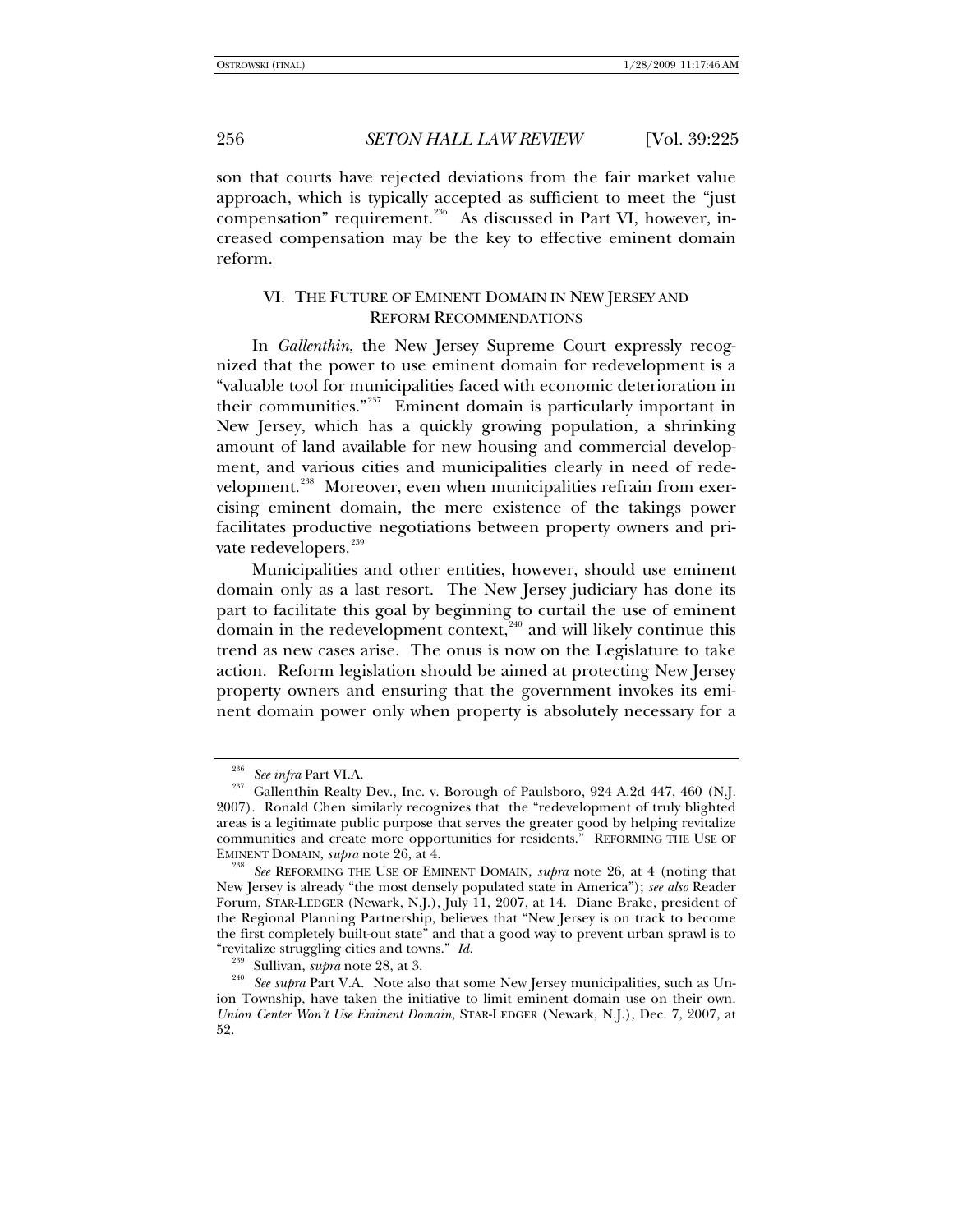son that courts have rejected deviations from the fair market value approach, which is typically accepted as sufficient to meet the "just compensation" requirement.[236] As discussed in Part VI, however, increased compensation may be the key to effective eminent domain reform.

## VI. THE FUTURE OF EMINENT DOMAIN IN NEW JERSEY AND REFORM RECOMMENDATIONS

In *Gallenthin*, the New Jersey Supreme Court expressly recognized that the power to use eminent domain for redevelopment is a "valuable tool for municipalities faced with economic deterioration in their communities."[237] Eminent domain is particularly important in New Jersey, which has a quickly growing population, a shrinking amount of land available for new housing and commercial development, and various cities and municipalities clearly in need of redevelopment.[238] Moreover, even when municipalities refrain from exercising eminent domain, the mere existence of the takings power facilitates productive negotiations between property owners and private redevelopers.[239]

Municipalities and other entities, however, should use eminent domain only as a last resort. The New Jersey judiciary has done its part to facilitate this goal by beginning to curtail the use of eminent domain in the redevelopment context,[240] and will likely continue this trend as new cases arise. The onus is now on the Legislature to take action. Reform legislation should be aimed at protecting New Jersey property owners and ensuring that the government invokes its eminent domain power only when property is absolutely necessary for a

---

[236] *See infra* Part VI.A.

[237] Gallenthin Realty Dev., Inc. v. Borough of Paulsboro, 924 A.2d 447, 460 (N.J. 2007). Ronald Chen similarly recognizes that the "redevelopment of truly blighted areas is a legitimate public purpose that serves the greater good by helping revitalize communities and create more opportunities for residents." REFORMING THE USE OF EMINENT DOMAIN, *supra* note 26, at 4.

[238] *See* REFORMING THE USE OF EMINENT DOMAIN, *supra* note 26, at 4 (noting that New Jersey is already "the most densely populated state in America"); *see also* Reader Forum, STAR-LEDGER (Newark, N.J.), July 11, 2007, at 14. Diane Brake, president of the Regional Planning Partnership, believes that "New Jersey is on track to become the first completely built-out state" and that a good way to prevent urban sprawl is to "revitalize struggling cities and towns." *Id.*

[239] Sullivan, *supra* note 28, at 3.

[240] *See supra* Part V.A. Note also that some New Jersey municipalities, such as Union Township, have taken the initiative to limit eminent domain use on their own. *Union Center Won't Use Eminent Domain*, STAR-LEDGER (Newark, N.J.), Dec. 7, 2007, at 52.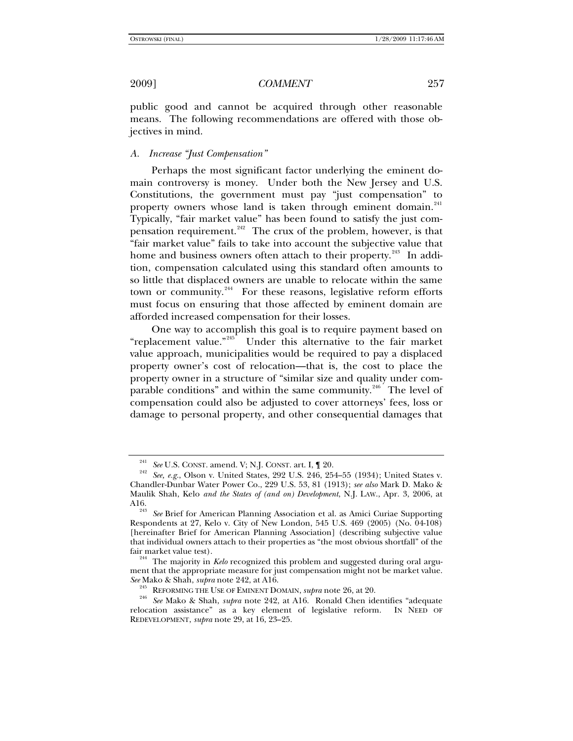public good and cannot be acquired through other reasonable means. The following recommendations are offered with those objectives in mind.

### A. *Increase "Just Compensation"*

Perhaps the most significant factor underlying the eminent domain controversy is money. Under both the New Jersey and U.S. Constitutions, the government must pay "just compensation" to property owners whose land is taken through eminent domain.[241] Typically, "fair market value" has been found to satisfy the just compensation requirement.[242] The crux of the problem, however, is that "fair market value" fails to take into account the subjective value that home and business owners often attach to their property.[243] In addition, compensation calculated using this standard often amounts to so little that displaced owners are unable to relocate within the same town or community.[244] For these reasons, legislative reform efforts must focus on ensuring that those affected by eminent domain are afforded increased compensation for their losses.

One way to accomplish this goal is to require payment based on "replacement value."[245] Under this alternative to the fair market value approach, municipalities would be required to pay a displaced property owner's cost of relocation—that is, the cost to place the property owner in a structure of "similar size and quality under comparable conditions" and within the same community.[246] The level of compensation could also be adjusted to cover attorneys' fees, loss or damage to personal property, and other consequential damages that

---

[241] *See* U.S. CONST. amend. V; N.J. CONST. art. I, ¶ 20.

[242] *See, e.g.*, Olson v. United States, 292 U.S. 246, 254–55 (1934); United States v. Chandler-Dunbar Water Power Co., 229 U.S. 53, 81 (1913); *see also* Mark D. Mako & Maulik Shah, Kelo *and the States of (and on) Development*, N.J. LAW., Apr. 3, 2006, at A16.

[243] *See* Brief for American Planning Association et al. as Amici Curiae Supporting Respondents at 27, Kelo v. City of New London, 545 U.S. 469 (2005) (No. 04-108) [hereinafter Brief for American Planning Association] (describing subjective value that individual owners attach to their properties as "the most obvious shortfall" of the fair market value test).

[244] The majority in *Kelo* recognized this problem and suggested during oral argument that the appropriate measure for just compensation might not be market value. *See* Mako & Shah, *supra* note 242, at A16.

[245] REFORMING THE USE OF EMINENT DOMAIN, *supra* note 26, at 20.

[246] *See* Mako & Shah, *supra* note 242, at A16. Ronald Chen identifies "adequate relocation assistance" as a key element of legislative reform. IN NEED OF REDEVELOPMENT, *supra* note 29, at 16, 23–25.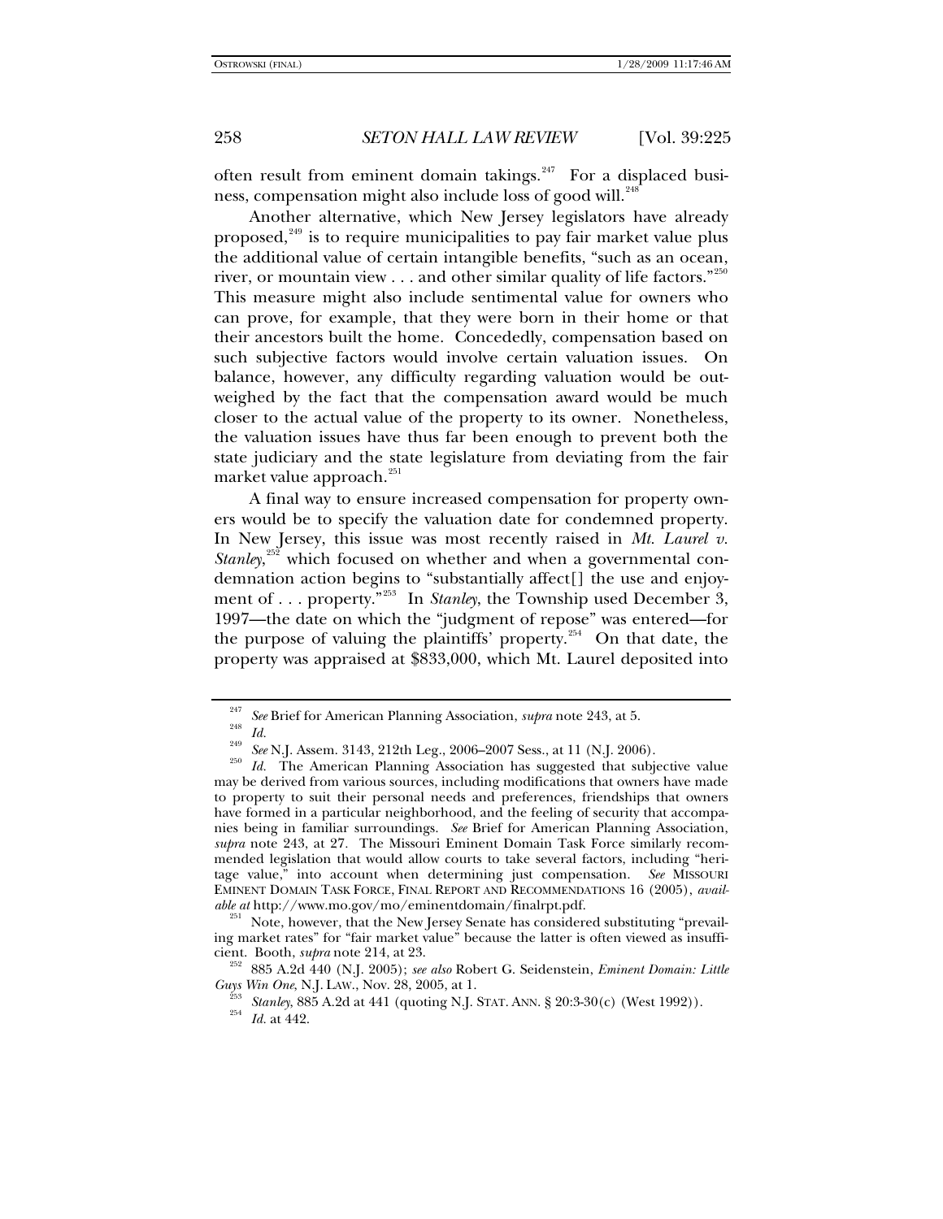often result from eminent domain takings.[247] For a displaced business, compensation might also include loss of good will.[248]

Another alternative, which New Jersey legislators have already proposed,[249] is to require municipalities to pay fair market value plus the additional value of certain intangible benefits, "such as an ocean, river, or mountain view . . . and other similar quality of life factors."[250] This measure might also include sentimental value for owners who can prove, for example, that they were born in their home or that their ancestors built the home. Concededly, compensation based on such subjective factors would involve certain valuation issues. On balance, however, any difficulty regarding valuation would be outweighed by the fact that the compensation award would be much closer to the actual value of the property to its owner. Nonetheless, the valuation issues have thus far been enough to prevent both the state judiciary and the state legislature from deviating from the fair market value approach.[251]

A final way to ensure increased compensation for property owners would be to specify the valuation date for condemned property. In New Jersey, this issue was most recently raised in *Mt. Laurel v. Stanley*,[252] which focused on whether and when a governmental condemnation action begins to "substantially affect[] the use and enjoyment of . . . property."[253] In *Stanley*, the Township used December 3, 1997—the date on which the "judgment of repose" was entered—for the purpose of valuing the plaintiffs' property.[254] On that date, the property was appraised at $833,000, which Mt. Laurel deposited into

---

[247] *See* Brief for American Planning Association, *supra* note 243, at 5.

[248] *Id.*

[249] *See* N.J. Assem. 3143, 212th Leg., 2006–2007 Sess., at 11 (N.J. 2006).

[250] *Id.* The American Planning Association has suggested that subjective value may be derived from various sources, including modifications that owners have made to property to suit their personal needs and preferences, friendships that owners have formed in a particular neighborhood, and the feeling of security that accompanies being in familiar surroundings. *See* Brief for American Planning Association, *supra* note 243, at 27. The Missouri Eminent Domain Task Force similarly recommended legislation that would allow courts to take several factors, including "heritage value," into account when determining just compensation. *See* MISSOURI EMINENT DOMAIN TASK FORCE, FINAL REPORT AND RECOMMENDATIONS 16 (2005), *available at* http://www.mo.gov/mo/eminentdomain/finalrpt.pdf.

[251] Note, however, that the New Jersey Senate has considered substituting "prevailing market rates" for "fair market value" because the latter is often viewed as insufficient. Booth, *supra* note 214, at 23.

[252] 885 A.2d 440 (N.J. 2005); *see also* Robert G. Seidenstein, *Eminent Domain: Little Guys Win One*, N.J. LAW., Nov. 28, 2005, at 1.

[253] *Stanley*, 885 A.2d at 441 (quoting N.J. STAT. ANN. § 20:3-30(c) (West 1992)).

[254] *Id.* at 442.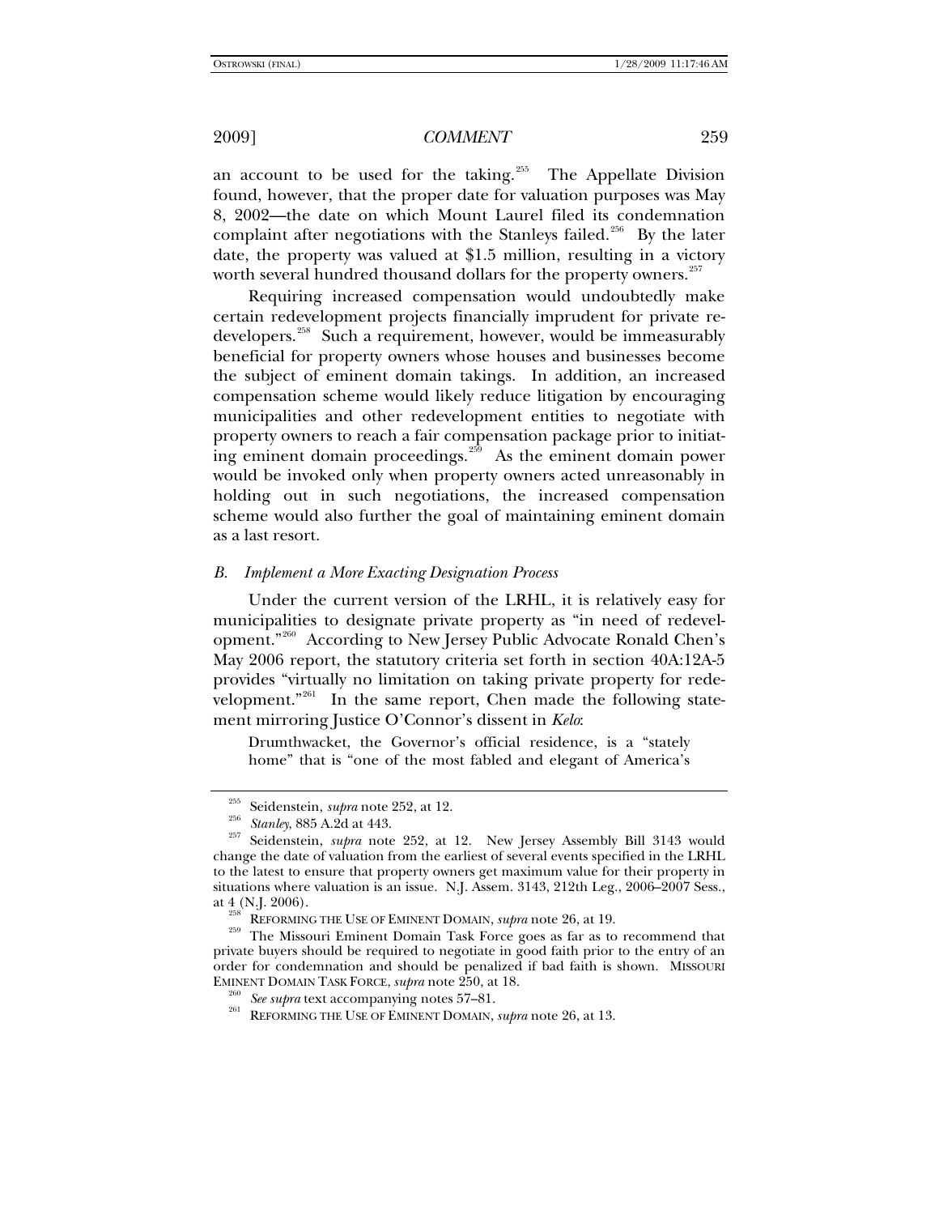an account to be used for the taking.[255] The Appellate Division found, however, that the proper date for valuation purposes was May 8, 2002—the date on which Mount Laurel filed its condemnation complaint after negotiations with the Stanleys failed.[256] By the later date, the property was valued at $1.5 million, resulting in a victory worth several hundred thousand dollars for the property owners.[257]

Requiring increased compensation would undoubtedly make certain redevelopment projects financially imprudent for private redevelopers.[258] Such a requirement, however, would be immeasurably beneficial for property owners whose houses and businesses become the subject of eminent domain takings. In addition, an increased compensation scheme would likely reduce litigation by encouraging municipalities and other redevelopment entities to negotiate with property owners to reach a fair compensation package prior to initiating eminent domain proceedings.[259] As the eminent domain power would be invoked only when property owners acted unreasonably in holding out in such negotiations, the increased compensation scheme would also further the goal of maintaining eminent domain as a last resort.

### *B. Implement a More Exacting Designation Process*

Under the current version of the LRHL, it is relatively easy for municipalities to designate private property as "in need of redevelopment."[260] According to New Jersey Public Advocate Ronald Chen's May 2006 report, the statutory criteria set forth in section 40A:12A-5 provides "virtually no limitation on taking private property for redevelopment."[261] In the same report, Chen made the following statement mirroring Justice O'Connor's dissent in *Kelo*:

> Drumthwacket, the Governor's official residence, is a "stately home" that is "one of the most fabled and elegant of America's

---

[255] Seidenstein, *supra* note 252, at 12.

[256] *Stanley*, 885 A.2d at 443.

[257] Seidenstein, *supra* note 252, at 12. New Jersey Assembly Bill 3143 would change the date of valuation from the earliest of several events specified in the LRHL to the latest to ensure that property owners get maximum value for their property in situations where valuation is an issue. N.J. Assem. 3143, 212th Leg., 2006–2007 Sess., at 4 (N.J. 2006).

[258] REFORMING THE USE OF EMINENT DOMAIN, *supra* note 26, at 19.

[259] The Missouri Eminent Domain Task Force goes as far as to recommend that private buyers should be required to negotiate in good faith prior to the entry of an order for condemnation and should be penalized if bad faith is shown. MISSOURI EMINENT DOMAIN TASK FORCE, *supra* note 250, at 18.

[260] *See supra* text accompanying notes 57–81.

[261] REFORMING THE USE OF EMINENT DOMAIN, *supra* note 26, at 13.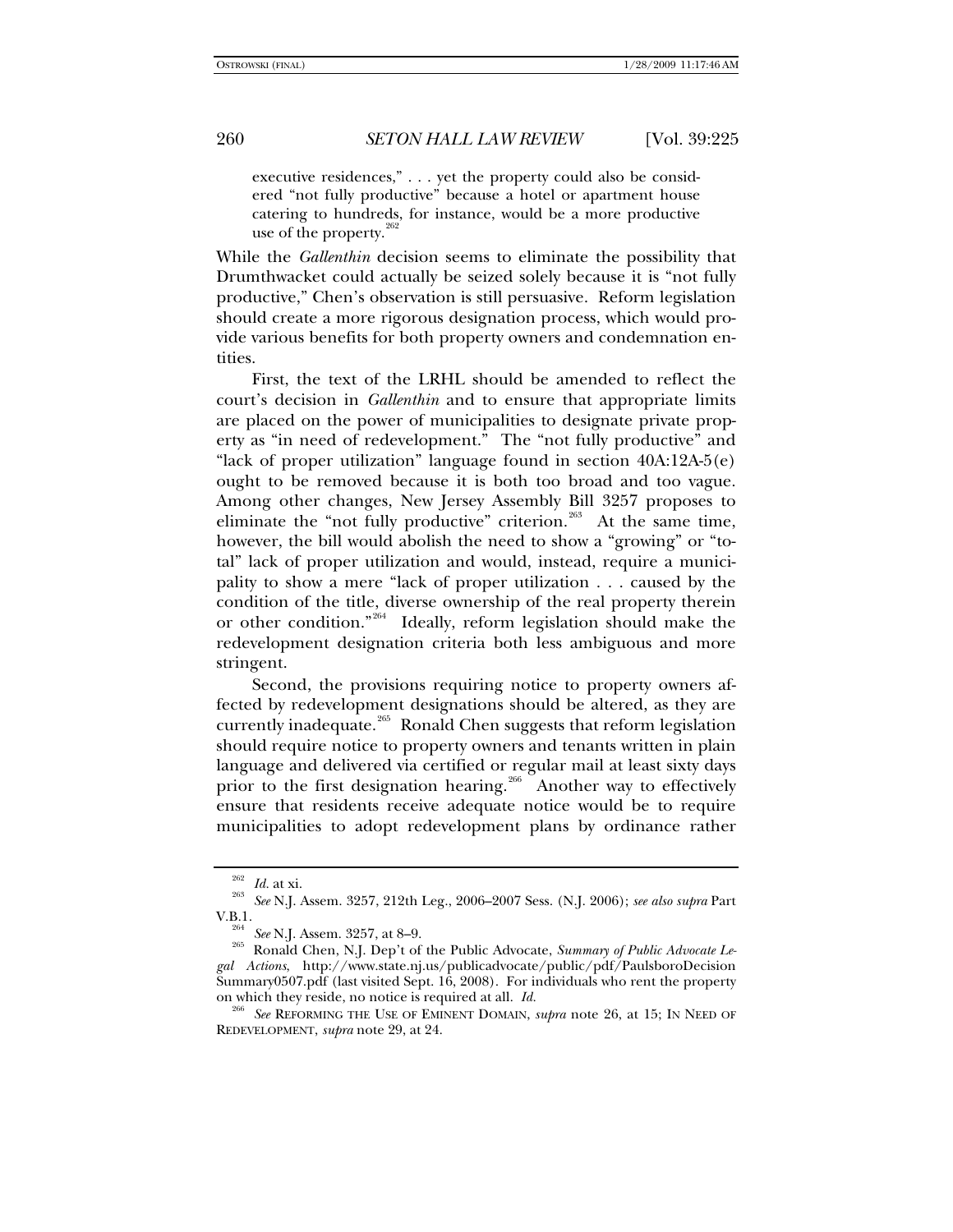executive residences," . . . yet the property could also be considered "not fully productive" because a hotel or apartment house catering to hundreds, for instance, would be a more productive use of the property.[262]

While the *Gallenthin* decision seems to eliminate the possibility that Drumthwacket could actually be seized solely because it is "not fully productive," Chen's observation is still persuasive. Reform legislation should create a more rigorous designation process, which would provide various benefits for both property owners and condemnation entities.

First, the text of the LRHL should be amended to reflect the court's decision in *Gallenthin* and to ensure that appropriate limits are placed on the power of municipalities to designate private property as "in need of redevelopment." The "not fully productive" and "lack of proper utilization" language found in section 40A:12A-5(e) ought to be removed because it is both too broad and too vague. Among other changes, New Jersey Assembly Bill 3257 proposes to eliminate the "not fully productive" criterion.[263] At the same time, however, the bill would abolish the need to show a "growing" or "total" lack of proper utilization and would, instead, require a municipality to show a mere "lack of proper utilization . . . caused by the condition of the title, diverse ownership of the real property therein or other condition."[264] Ideally, reform legislation should make the redevelopment designation criteria both less ambiguous and more stringent.

Second, the provisions requiring notice to property owners affected by redevelopment designations should be altered, as they are currently inadequate.[265] Ronald Chen suggests that reform legislation should require notice to property owners and tenants written in plain language and delivered via certified or regular mail at least sixty days prior to the first designation hearing.[266] Another way to effectively ensure that residents receive adequate notice would be to require municipalities to adopt redevelopment plans by ordinance rather

---

[262] *Id.* at xi.

[263] *See* N.J. Assem. 3257, 212th Leg., 2006–2007 Sess. (N.J. 2006); *see also supra* Part V.B.1.

[264] *See* N.J. Assem. 3257, at 8–9.

[265] Ronald Chen, N.J. Dep't of the Public Advocate, *Summary of Public Advocate Legal Actions*, http://www.state.nj.us/publicadvocate/public/pdf/PaulsboroDecisionSummary0507.pdf (last visited Sept. 16, 2008). For individuals who rent the property on which they reside, no notice is required at all. *Id.*

[266] *See* REFORMING THE USE OF EMINENT DOMAIN, *supra* note 26, at 15; IN NEED OF REDEVELOPMENT, *supra* note 29, at 24.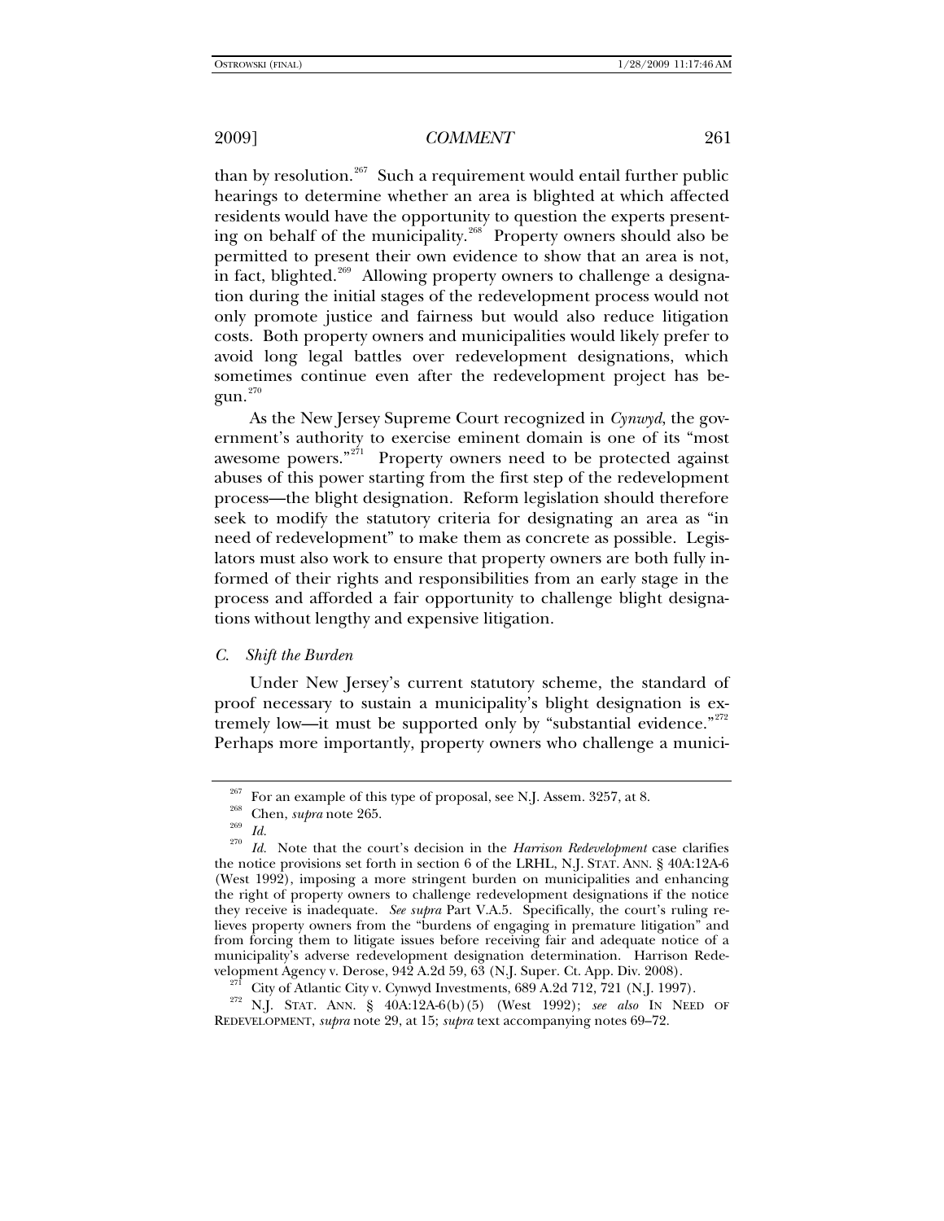than by resolution.[267] Such a requirement would entail further public hearings to determine whether an area is blighted at which affected residents would have the opportunity to question the experts presenting on behalf of the municipality.[268] Property owners should also be permitted to present their own evidence to show that an area is not, in fact, blighted.[269] Allowing property owners to challenge a designation during the initial stages of the redevelopment process would not only promote justice and fairness but would also reduce litigation costs. Both property owners and municipalities would likely prefer to avoid long legal battles over redevelopment designations, which sometimes continue even after the redevelopment project has begun.[270]

As the New Jersey Supreme Court recognized in *Cynwyd*, the government's authority to exercise eminent domain is one of its "most awesome powers."[271] Property owners need to be protected against abuses of this power starting from the first step of the redevelopment process—the blight designation. Reform legislation should therefore seek to modify the statutory criteria for designating an area as "in need of redevelopment" to make them as concrete as possible. Legislators must also work to ensure that property owners are both fully informed of their rights and responsibilities from an early stage in the process and afforded a fair opportunity to challenge blight designations without lengthy and expensive litigation.

### *C. Shift the Burden*

Under New Jersey's current statutory scheme, the standard of proof necessary to sustain a municipality's blight designation is extremely low—it must be supported only by "substantial evidence."[272] Perhaps more importantly, property owners who challenge a munici-

---

[267] For an example of this type of proposal, see N.J. Assem. 3257, at 8.

[268] Chen, *supra* note 265.

[269] *Id.*

[270] *Id.* Note that the court's decision in the *Harrison Redevelopment* case clarifies the notice provisions set forth in section 6 of the LRHL, N.J. STAT. ANN. § 40A:12A-6 (West 1992), imposing a more stringent burden on municipalities and enhancing the right of property owners to challenge redevelopment designations if the notice they receive is inadequate. *See supra* Part V.A.5. Specifically, the court's ruling relieves property owners from the "burdens of engaging in premature litigation" and from forcing them to litigate issues before receiving fair and adequate notice of a municipality's adverse redevelopment designation determination. Harrison Redevelopment Agency v. Derose, 942 A.2d 59, 63 (N.J. Super. Ct. App. Div. 2008).

[271] City of Atlantic City v. Cynwyd Investments, 689 A.2d 712, 721 (N.J. 1997).

[272] N.J. STAT. ANN. § 40A:12A-6(b)(5) (West 1992); *see also* IN NEED OF REDEVELOPMENT, *supra* note 29, at 15; *supra* text accompanying notes 69–72.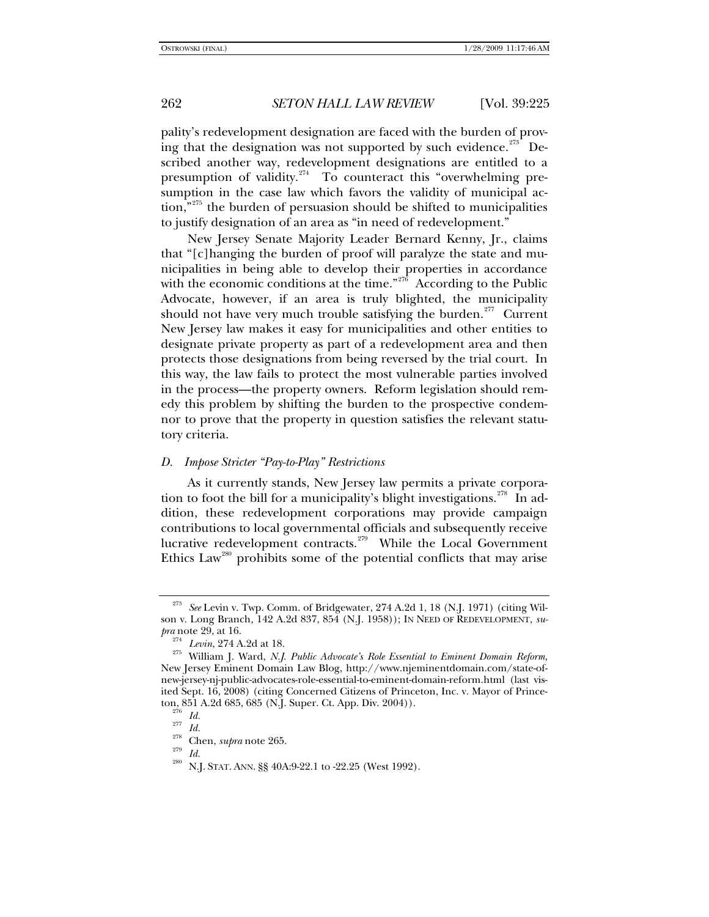pality's redevelopment designation are faced with the burden of proving that the designation was not supported by such evidence.[273] Described another way, redevelopment designations are entitled to a presumption of validity.[274] To counteract this "overwhelming presumption in the case law which favors the validity of municipal action,"[275] the burden of persuasion should be shifted to municipalities to justify designation of an area as "in need of redevelopment."

New Jersey Senate Majority Leader Bernard Kenny, Jr., claims that "[c]hanging the burden of proof will paralyze the state and municipalities in being able to develop their properties in accordance with the economic conditions at the time."[276] According to the Public Advocate, however, if an area is truly blighted, the municipality should not have very much trouble satisfying the burden.[277] Current New Jersey law makes it easy for municipalities and other entities to designate private property as part of a redevelopment area and then protects those designations from being reversed by the trial court. In this way, the law fails to protect the most vulnerable parties involved in the process—the property owners. Reform legislation should remedy this problem by shifting the burden to the prospective condemnor to prove that the property in question satisfies the relevant statutory criteria.

### D. *Impose Stricter "Pay-to-Play" Restrictions*

As it currently stands, New Jersey law permits a private corporation to foot the bill for a municipality's blight investigations.[278] In addition, these redevelopment corporations may provide campaign contributions to local governmental officials and subsequently receive lucrative redevelopment contracts.[279] While the Local Government Ethics Law[280] prohibits some of the potential conflicts that may arise

---

[273] *See* Levin v. Twp. Comm. of Bridgewater, 274 A.2d 1, 18 (N.J. 1971) (citing Wilson v. Long Branch, 142 A.2d 837, 854 (N.J. 1958)); IN NEED OF REDEVELOPMENT, *supra* note 29, at 16.

[274] *Levin*, 274 A.2d at 18.

[275] William J. Ward, *N.J. Public Advocate's Role Essential to Eminent Domain Reform*, New Jersey Eminent Domain Law Blog, http://www.njeminentdomain.com/state-of-new-jersey-nj-public-advocates-role-essential-to-eminent-domain-reform.html (last visited Sept. 16, 2008) (citing Concerned Citizens of Princeton, Inc. v. Mayor of Princeton, 851 A.2d 685, 685 (N.J. Super. Ct. App. Div. 2004)).

[276] *Id.*

[277] *Id.*

[278] Chen, *supra* note 265.

[279] *Id.*

[280] N.J. STAT. ANN. §§ 40A:9-22.1 to -22.25 (West 1992).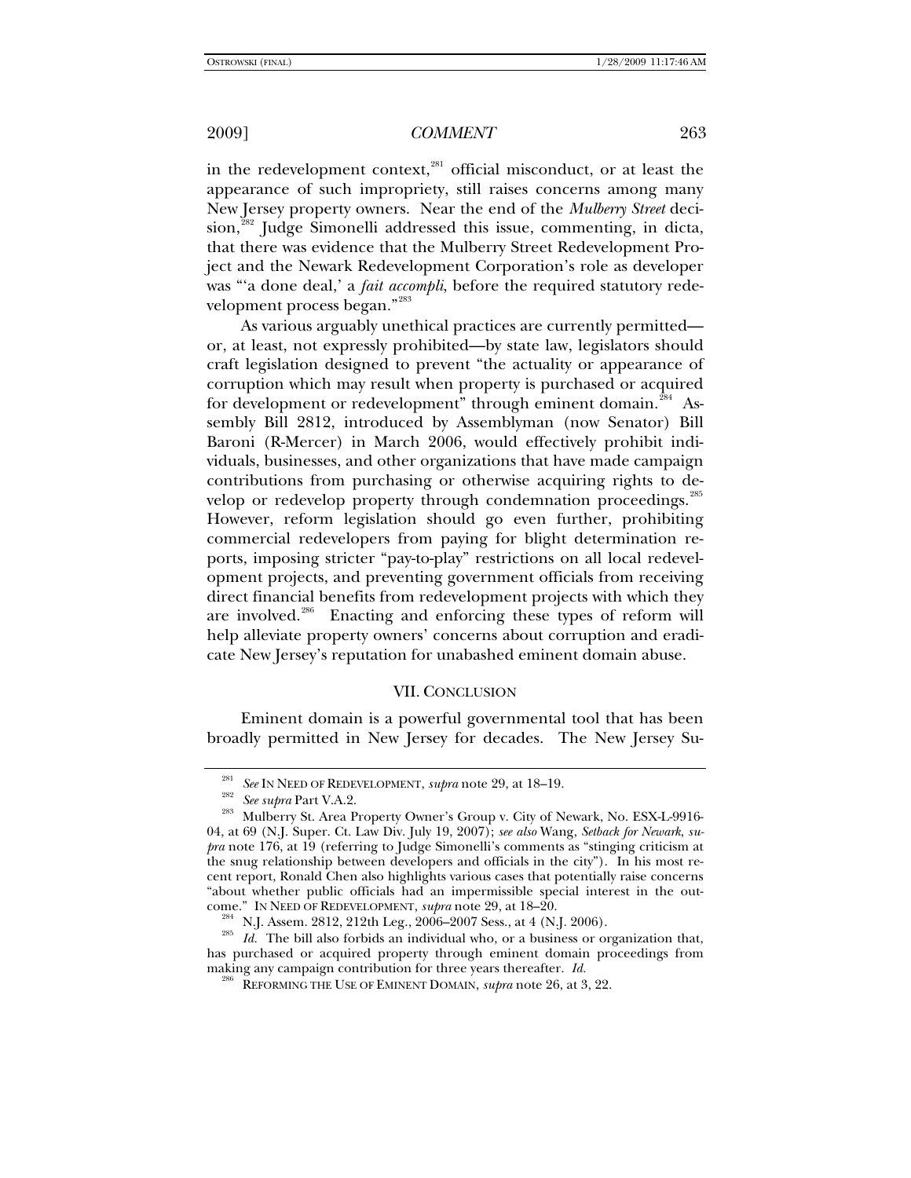in the redevelopment context,[281] official misconduct, or at least the appearance of such impropriety, still raises concerns among many New Jersey property owners. Near the end of the *Mulberry Street* decision,[282] Judge Simonelli addressed this issue, commenting, in dicta, that there was evidence that the Mulberry Street Redevelopment Project and the Newark Redevelopment Corporation's role as developer was "'a done deal,' a *fait accompli*, before the required statutory redevelopment process began."[283]

As various arguably unethical practices are currently permitted—or, at least, not expressly prohibited—by state law, legislators should craft legislation designed to prevent "the actuality or appearance of corruption which may result when property is purchased or acquired for development or redevelopment" through eminent domain.[284] Assembly Bill 2812, introduced by Assemblyman (now Senator) Bill Baroni (R-Mercer) in March 2006, would effectively prohibit individuals, businesses, and other organizations that have made campaign contributions from purchasing or otherwise acquiring rights to develop or redevelop property through condemnation proceedings.[285] However, reform legislation should go even further, prohibiting commercial redevelopers from paying for blight determination reports, imposing stricter "pay-to-play" restrictions on all local redevelopment projects, and preventing government officials from receiving direct financial benefits from redevelopment projects with which they are involved.[286] Enacting and enforcing these types of reform will help alleviate property owners' concerns about corruption and eradicate New Jersey's reputation for unabashed eminent domain abuse.

## VII. CONCLUSION

Eminent domain is a powerful governmental tool that has been broadly permitted in New Jersey for decades. The New Jersey Su-

---

[281] *See* IN NEED OF REDEVELOPMENT, *supra* note 29, at 18–19.

[282] *See supra* Part V.A.2.

[283] Mulberry St. Area Property Owner's Group v. City of Newark, No. ESX-L-9916-04, at 69 (N.J. Super. Ct. Law Div. July 19, 2007); *see also* Wang, *Setback for Newark*, *supra* note 176, at 19 (referring to Judge Simonelli's comments as "stinging criticism at the snug relationship between developers and officials in the city"). In his most recent report, Ronald Chen also highlights various cases that potentially raise concerns "about whether public officials had an impermissible special interest in the outcome." IN NEED OF REDEVELOPMENT, *supra* note 29, at 18–20.

[284] N.J. Assem. 2812, 212th Leg., 2006–2007 Sess., at 4 (N.J. 2006).

[285] *Id.* The bill also forbids an individual who, or a business or organization that, has purchased or acquired property through eminent domain proceedings from making any campaign contribution for three years thereafter. *Id.*

[286] REFORMING THE USE OF EMINENT DOMAIN, *supra* note 26, at 3, 22.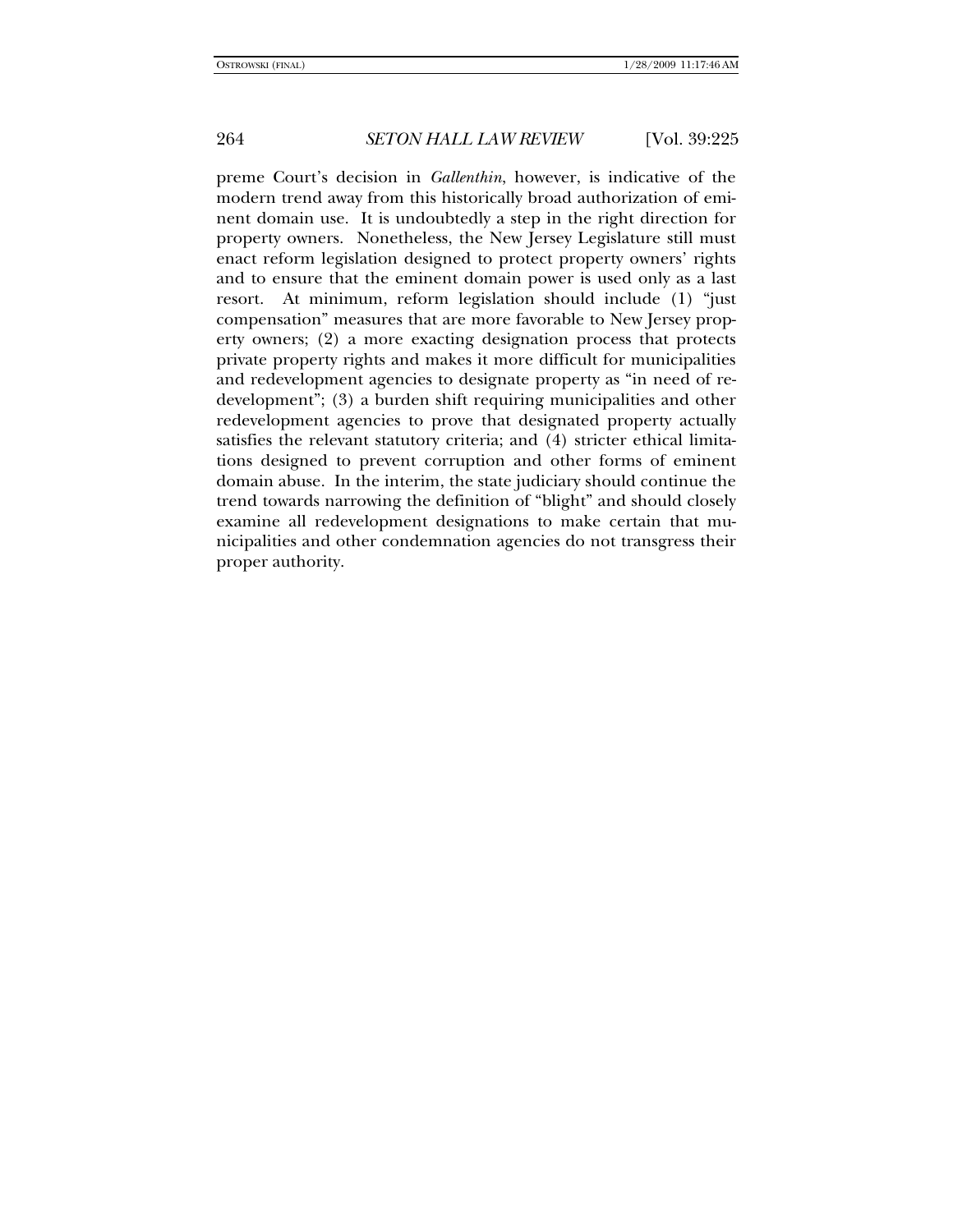preme Court's decision in *Gallenthin*, however, is indicative of the modern trend away from this historically broad authorization of eminent domain use. It is undoubtedly a step in the right direction for property owners. Nonetheless, the New Jersey Legislature still must enact reform legislation designed to protect property owners' rights and to ensure that the eminent domain power is used only as a last resort. At minimum, reform legislation should include (1) "just compensation" measures that are more favorable to New Jersey property owners; (2) a more exacting designation process that protects private property rights and makes it more difficult for municipalities and redevelopment agencies to designate property as "in need of redevelopment"; (3) a burden shift requiring municipalities and other redevelopment agencies to prove that designated property actually satisfies the relevant statutory criteria; and (4) stricter ethical limitations designed to prevent corruption and other forms of eminent domain abuse. In the interim, the state judiciary should continue the trend towards narrowing the definition of "blight" and should closely examine all redevelopment designations to make certain that municipalities and other condemnation agencies do not transgress their proper authority.